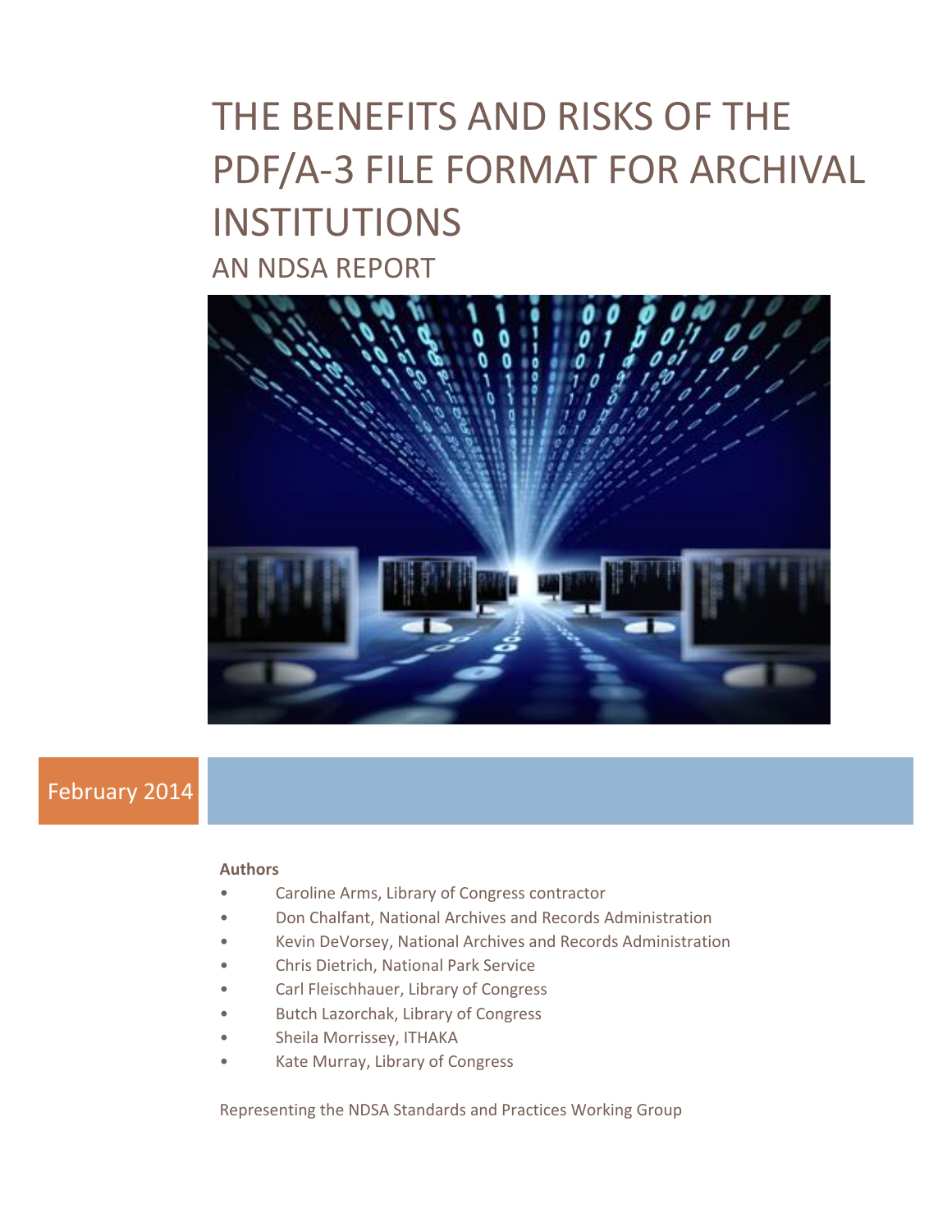# THE BENEFITS AND RISKS OF THE PDF/A-3 FILE FORMAT FOR ARCHIVAL INSTITUTIONS

## AN NDSA REPORT

February 2014

**Authors**

- Caroline Arms, Library of Congress contractor
- Don Chalfant, National Archives and Records Administration
- Kevin DeVorsey, National Archives and Records Administration
- Chris Dietrich, National Park Service
- Carl Fleischhauer, Library of Congress
- Butch Lazorchak, Library of Congress
- Sheila Morrissey, ITHAKA
- Kate Murray, Library of Congress

Representing the NDSA Standards and Practices Working Group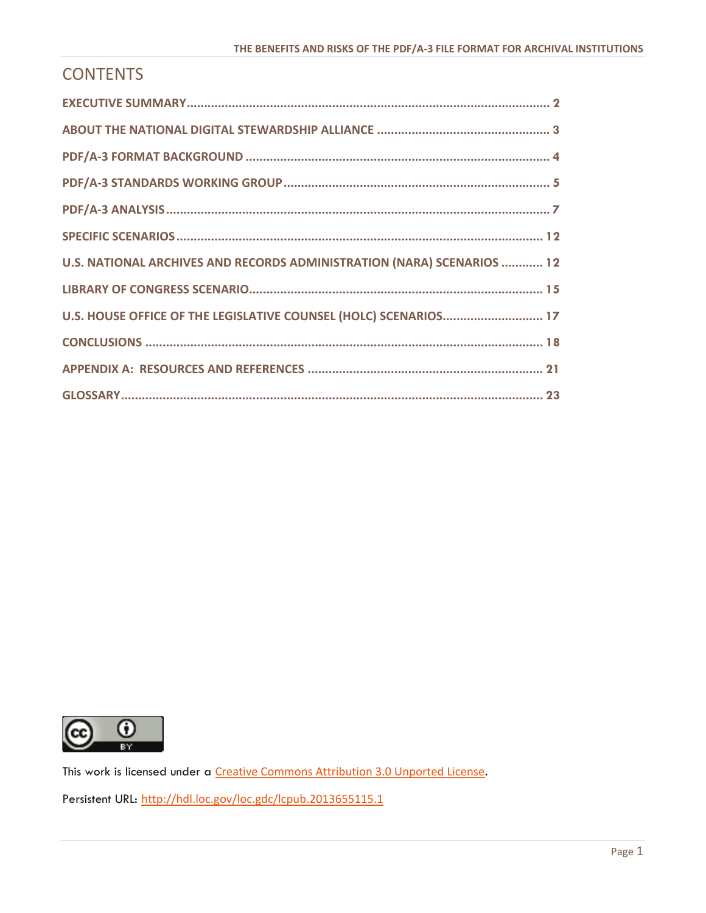# CONTENTS

EXECUTIVE SUMMARY ..... 2

ABOUT THE NATIONAL DIGITAL STEWARDSHIP ALLIANCE ..... 3

PDF/A-3 FORMAT BACKGROUND ..... 4

PDF/A-3 STANDARDS WORKING GROUP ..... 5

PDF/A-3 ANALYSIS ..... 7

SPECIFIC SCENARIOS ..... 12

U.S. NATIONAL ARCHIVES AND RECORDS ADMINISTRATION (NARA) SCENARIOS ..... 12

LIBRARY OF CONGRESS SCENARIO ..... 15

U.S. HOUSE OFFICE OF THE LEGISLATIVE COUNSEL (HOLC) SCENARIOS ..... 17

CONCLUSIONS ..... 18

APPENDIX A: RESOURCES AND REFERENCES ..... 21

GLOSSARY ..... 23

This work is licensed under a Creative Commons Attribution 3.0 Unported License.

Persistent URL: http://hdl.loc.gov/loc.gdc/lcpub.2013655115.1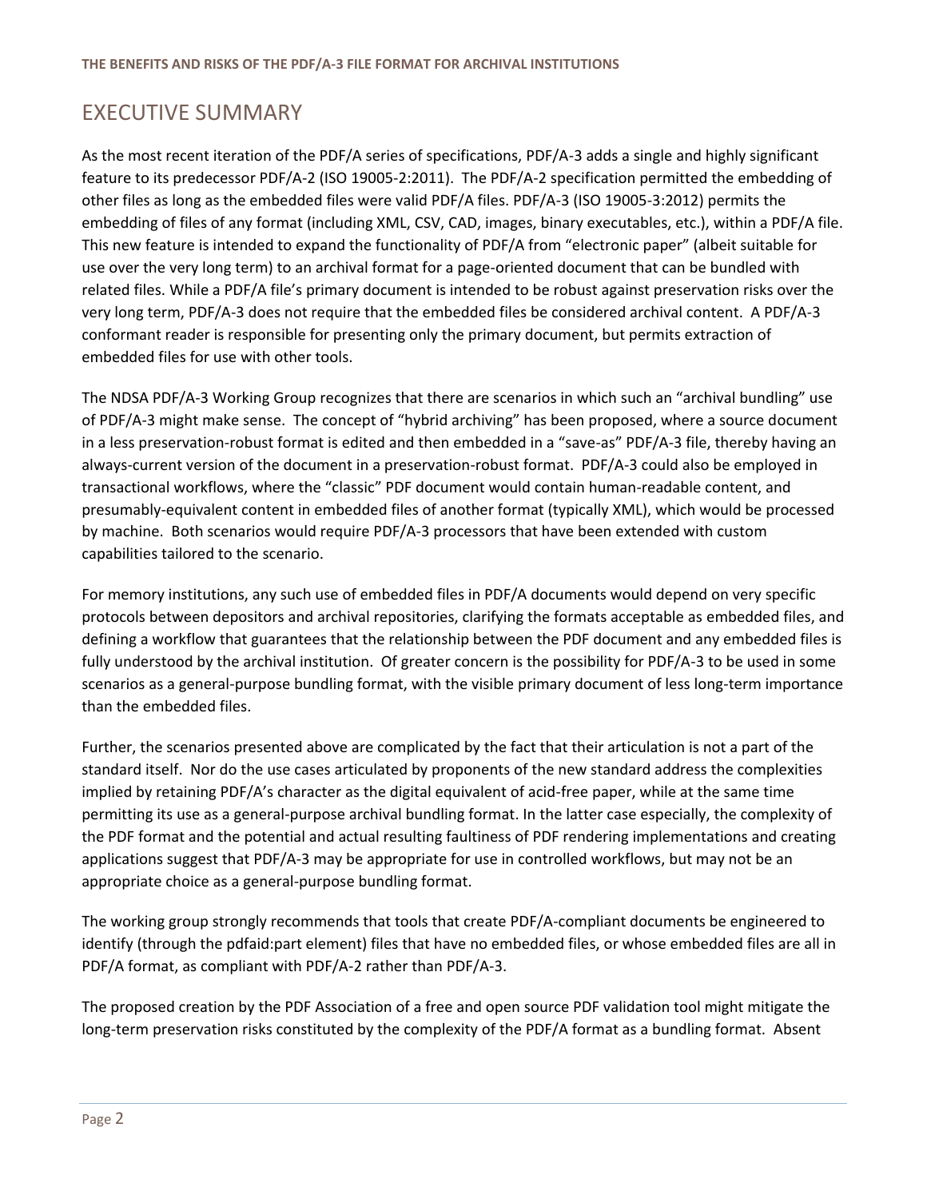# EXECUTIVE SUMMARY

As the most recent iteration of the PDF/A series of specifications, PDF/A-3 adds a single and highly significant feature to its predecessor PDF/A-2 (ISO 19005-2:2011). The PDF/A-2 specification permitted the embedding of other files as long as the embedded files were valid PDF/A files. PDF/A-3 (ISO 19005-3:2012) permits the embedding of files of any format (including XML, CSV, CAD, images, binary executables, etc.), within a PDF/A file. This new feature is intended to expand the functionality of PDF/A from "electronic paper" (albeit suitable for use over the very long term) to an archival format for a page-oriented document that can be bundled with related files. While a PDF/A file's primary document is intended to be robust against preservation risks over the very long term, PDF/A-3 does not require that the embedded files be considered archival content. A PDF/A-3 conformant reader is responsible for presenting only the primary document, but permits extraction of embedded files for use with other tools.

The NDSA PDF/A-3 Working Group recognizes that there are scenarios in which such an "archival bundling" use of PDF/A-3 might make sense. The concept of "hybrid archiving" has been proposed, where a source document in a less preservation-robust format is edited and then embedded in a "save-as" PDF/A-3 file, thereby having an always-current version of the document in a preservation-robust format. PDF/A-3 could also be employed in transactional workflows, where the "classic" PDF document would contain human-readable content, and presumably-equivalent content in embedded files of another format (typically XML), which would be processed by machine. Both scenarios would require PDF/A-3 processors that have been extended with custom capabilities tailored to the scenario.

For memory institutions, any such use of embedded files in PDF/A documents would depend on very specific protocols between depositors and archival repositories, clarifying the formats acceptable as embedded files, and defining a workflow that guarantees that the relationship between the PDF document and any embedded files is fully understood by the archival institution. Of greater concern is the possibility for PDF/A-3 to be used in some scenarios as a general-purpose bundling format, with the visible primary document of less long-term importance than the embedded files.

Further, the scenarios presented above are complicated by the fact that their articulation is not a part of the standard itself. Nor do the use cases articulated by proponents of the new standard address the complexities implied by retaining PDF/A's character as the digital equivalent of acid-free paper, while at the same time permitting its use as a general-purpose archival bundling format. In the latter case especially, the complexity of the PDF format and the potential and actual resulting faultiness of PDF rendering implementations and creating applications suggest that PDF/A-3 may be appropriate for use in controlled workflows, but may not be an appropriate choice as a general-purpose bundling format.

The working group strongly recommends that tools that create PDF/A-compliant documents be engineered to identify (through the pdfaid:part element) files that have no embedded files, or whose embedded files are all in PDF/A format, as compliant with PDF/A-2 rather than PDF/A-3.

The proposed creation by the PDF Association of a free and open source PDF validation tool might mitigate the long-term preservation risks constituted by the complexity of the PDF/A format as a bundling format. Absent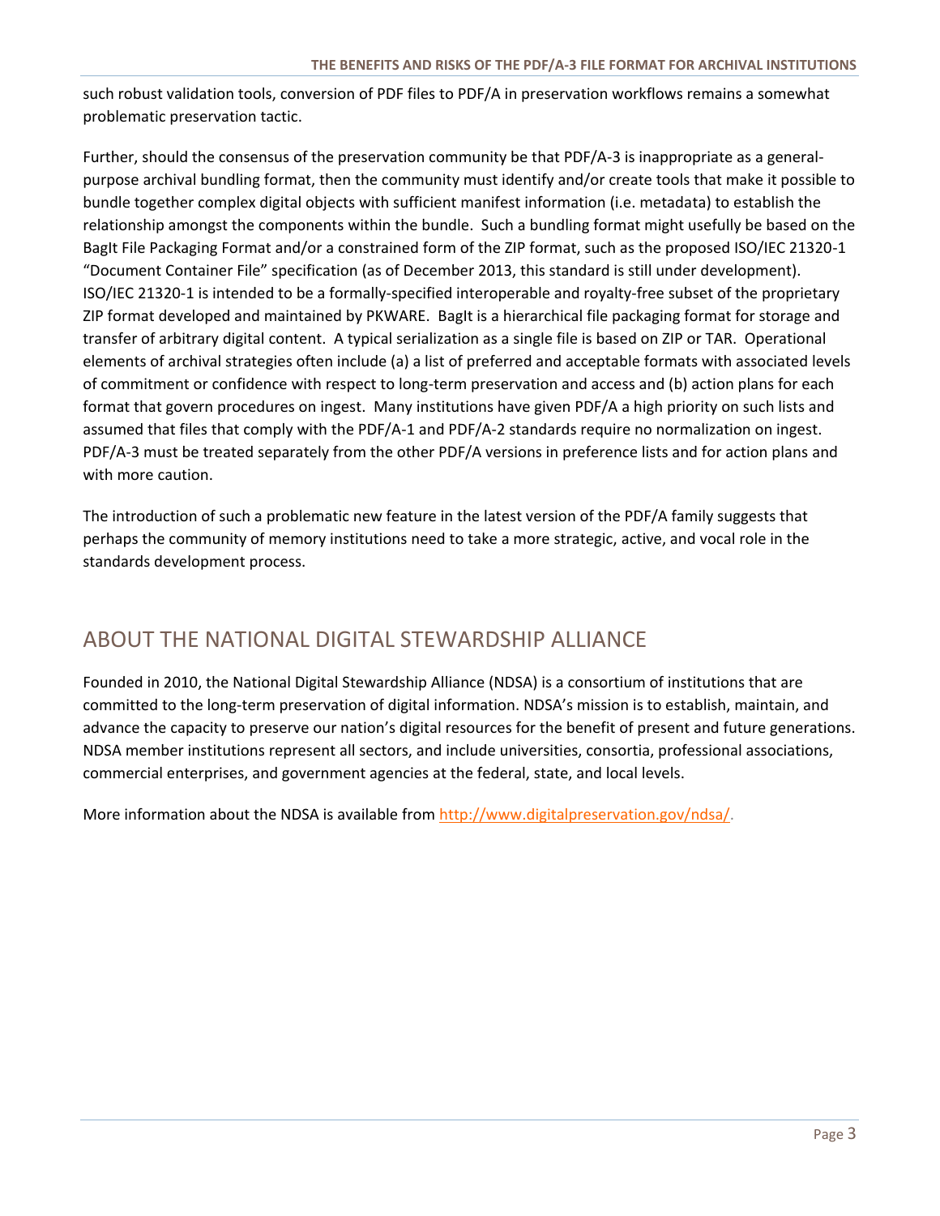such robust validation tools, conversion of PDF files to PDF/A in preservation workflows remains a somewhat problematic preservation tactic.

Further, should the consensus of the preservation community be that PDF/A-3 is inappropriate as a general-purpose archival bundling format, then the community must identify and/or create tools that make it possible to bundle together complex digital objects with sufficient manifest information (i.e. metadata) to establish the relationship amongst the components within the bundle. Such a bundling format might usefully be based on the BagIt File Packaging Format and/or a constrained form of the ZIP format, such as the proposed ISO/IEC 21320-1 "Document Container File" specification (as of December 2013, this standard is still under development). ISO/IEC 21320-1 is intended to be a formally-specified interoperable and royalty-free subset of the proprietary ZIP format developed and maintained by PKWARE. BagIt is a hierarchical file packaging format for storage and transfer of arbitrary digital content. A typical serialization as a single file is based on ZIP or TAR. Operational elements of archival strategies often include (a) a list of preferred and acceptable formats with associated levels of commitment or confidence with respect to long-term preservation and access and (b) action plans for each format that govern procedures on ingest. Many institutions have given PDF/A a high priority on such lists and assumed that files that comply with the PDF/A-1 and PDF/A-2 standards require no normalization on ingest. PDF/A-3 must be treated separately from the other PDF/A versions in preference lists and for action plans and with more caution.

The introduction of such a problematic new feature in the latest version of the PDF/A family suggests that perhaps the community of memory institutions need to take a more strategic, active, and vocal role in the standards development process.

## ABOUT THE NATIONAL DIGITAL STEWARDSHIP ALLIANCE

Founded in 2010, the National Digital Stewardship Alliance (NDSA) is a consortium of institutions that are committed to the long-term preservation of digital information. NDSA's mission is to establish, maintain, and advance the capacity to preserve our nation's digital resources for the benefit of present and future generations. NDSA member institutions represent all sectors, and include universities, consortia, professional associations, commercial enterprises, and government agencies at the federal, state, and local levels.

More information about the NDSA is available from http://www.digitalpreservation.gov/ndsa/.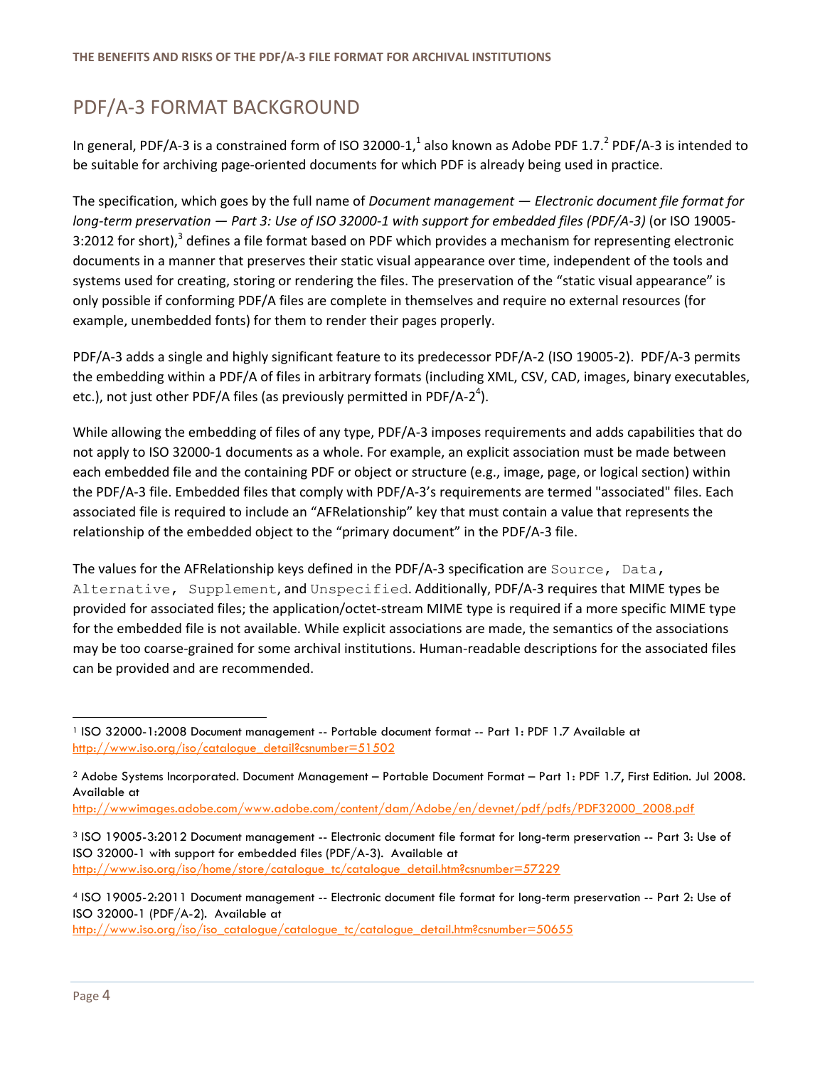## PDF/A-3 FORMAT BACKGROUND

In general, PDF/A-3 is a constrained form of ISO 32000-1,[1] also known as Adobe PDF 1.7.[2] PDF/A-3 is intended to be suitable for archiving page-oriented documents for which PDF is already being used in practice.

The specification, which goes by the full name of *Document management — Electronic document file format for long-term preservation — Part 3: Use of ISO 32000-1 with support for embedded files (PDF/A-3)* (or ISO 19005-3:2012 for short),[3] defines a file format based on PDF which provides a mechanism for representing electronic documents in a manner that preserves their static visual appearance over time, independent of the tools and systems used for creating, storing or rendering the files. The preservation of the "static visual appearance" is only possible if conforming PDF/A files are complete in themselves and require no external resources (for example, unembedded fonts) for them to render their pages properly.

PDF/A-3 adds a single and highly significant feature to its predecessor PDF/A-2 (ISO 19005-2). PDF/A-3 permits the embedding within a PDF/A of files in arbitrary formats (including XML, CSV, CAD, images, binary executables, etc.), not just other PDF/A files (as previously permitted in PDF/A-2[4]).

While allowing the embedding of files of any type, PDF/A-3 imposes requirements and adds capabilities that do not apply to ISO 32000-1 documents as a whole. For example, an explicit association must be made between each embedded file and the containing PDF or object or structure (e.g., image, page, or logical section) within the PDF/A-3 file. Embedded files that comply with PDF/A-3's requirements are termed "associated" files. Each associated file is required to include an "AFRelationship" key that must contain a value that represents the relationship of the embedded object to the "primary document" in the PDF/A-3 file.

The values for the AFRelationship keys defined in the PDF/A-3 specification are `Source`, `Data`, `Alternative`, `Supplement`, and `Unspecified`. Additionally, PDF/A-3 requires that MIME types be provided for associated files; the application/octet-stream MIME type is required if a more specific MIME type for the embedded file is not available. While explicit associations are made, the semantics of the associations may be too coarse-grained for some archival institutions. Human-readable descriptions for the associated files can be provided and are recommended.

---

[1] ISO 32000-1:2008 Document management -- Portable document format -- Part 1: PDF 1.7 Available at http://www.iso.org/iso/catalogue_detail?csnumber=51502

[2] Adobe Systems Incorporated. Document Management – Portable Document Format – Part 1: PDF 1.7, First Edition. Jul 2008. Available at http://wwwimages.adobe.com/www.adobe.com/content/dam/Adobe/en/devnet/pdf/pdfs/PDF32000_2008.pdf

[3] ISO 19005-3:2012 Document management -- Electronic document file format for long-term preservation -- Part 3: Use of ISO 32000-1 with support for embedded files (PDF/A-3). Available at http://www.iso.org/iso/home/store/catalogue_tc/catalogue_detail.htm?csnumber=57229

[4] ISO 19005-2:2011 Document management -- Electronic document file format for long-term preservation -- Part 2: Use of ISO 32000-1 (PDF/A-2). Available at http://www.iso.org/iso/iso_catalogue/catalogue_tc/catalogue_detail.htm?csnumber=50655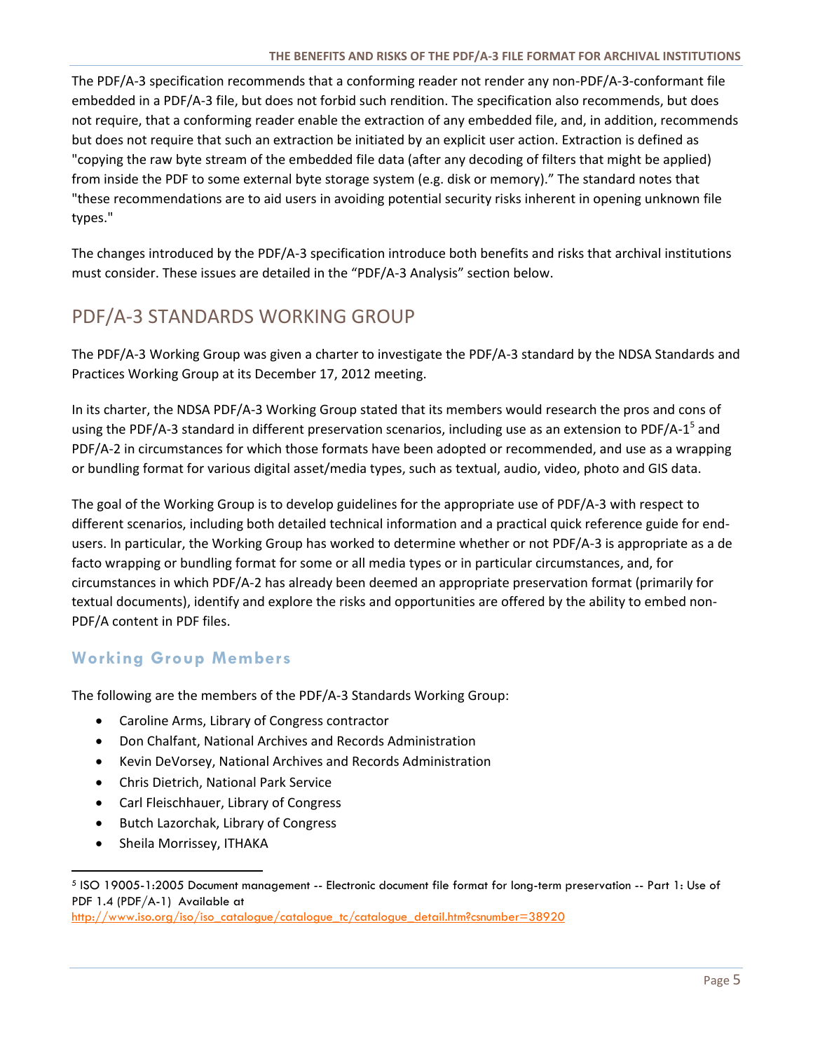The PDF/A-3 specification recommends that a conforming reader not render any non-PDF/A-3-conformant file embedded in a PDF/A-3 file, but does not forbid such rendition. The specification also recommends, but does not require, that a conforming reader enable the extraction of any embedded file, and, in addition, recommends but does not require that such an extraction be initiated by an explicit user action. Extraction is defined as "copying the raw byte stream of the embedded file data (after any decoding of filters that might be applied) from inside the PDF to some external byte storage system (e.g. disk or memory)." The standard notes that "these recommendations are to aid users in avoiding potential security risks inherent in opening unknown file types."

The changes introduced by the PDF/A-3 specification introduce both benefits and risks that archival institutions must consider. These issues are detailed in the "PDF/A-3 Analysis" section below.

## PDF/A-3 STANDARDS WORKING GROUP

The PDF/A-3 Working Group was given a charter to investigate the PDF/A-3 standard by the NDSA Standards and Practices Working Group at its December 17, 2012 meeting.

In its charter, the NDSA PDF/A-3 Working Group stated that its members would research the pros and cons of using the PDF/A-3 standard in different preservation scenarios, including use as an extension to PDF/A-1[5] and PDF/A-2 in circumstances for which those formats have been adopted or recommended, and use as a wrapping or bundling format for various digital asset/media types, such as textual, audio, video, photo and GIS data.

The goal of the Working Group is to develop guidelines for the appropriate use of PDF/A-3 with respect to different scenarios, including both detailed technical information and a practical quick reference guide for end-users. In particular, the Working Group has worked to determine whether or not PDF/A-3 is appropriate as a de facto wrapping or bundling format for some or all media types or in particular circumstances, and, for circumstances in which PDF/A-2 has already been deemed an appropriate preservation format (primarily for textual documents), identify and explore the risks and opportunities are offered by the ability to embed non-PDF/A content in PDF files.

### Working Group Members

The following are the members of the PDF/A-3 Standards Working Group:

- Caroline Arms, Library of Congress contractor
- Don Chalfant, National Archives and Records Administration
- Kevin DeVorsey, National Archives and Records Administration
- Chris Dietrich, National Park Service
- Carl Fleischhauer, Library of Congress
- Butch Lazorchak, Library of Congress
- Sheila Morrissey, ITHAKA

[5] ISO 19005-1:2005 Document management -- Electronic document file format for long-term preservation -- Part 1: Use of PDF 1.4 (PDF/A-1) Available at http://www.iso.org/iso/iso_catalogue/catalogue_tc/catalogue_detail.htm?csnumber=38920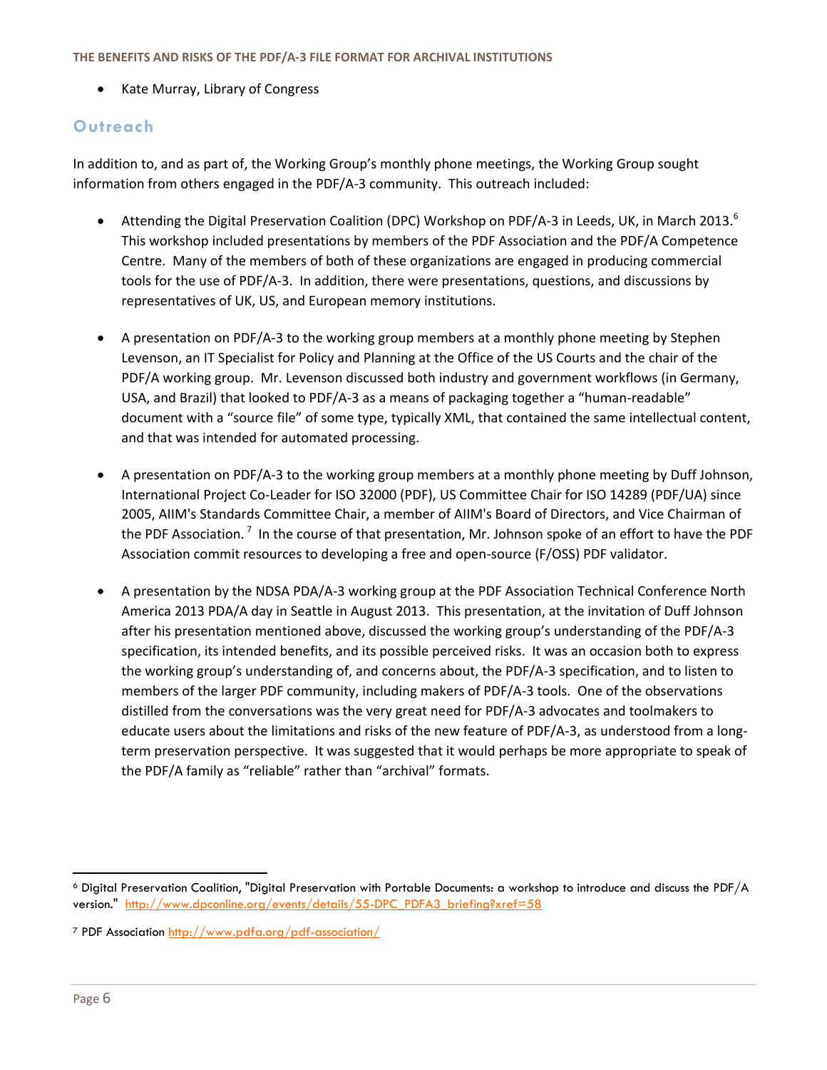- Kate Murray, Library of Congress

## Outreach

In addition to, and as part of, the Working Group's monthly phone meetings, the Working Group sought information from others engaged in the PDF/A-3 community. This outreach included:

- Attending the Digital Preservation Coalition (DPC) Workshop on PDF/A-3 in Leeds, UK, in March 2013.[6] This workshop included presentations by members of the PDF Association and the PDF/A Competence Centre. Many of the members of both of these organizations are engaged in producing commercial tools for the use of PDF/A-3. In addition, there were presentations, questions, and discussions by representatives of UK, US, and European memory institutions.

- A presentation on PDF/A-3 to the working group members at a monthly phone meeting by Stephen Levenson, an IT Specialist for Policy and Planning at the Office of the US Courts and the chair of the PDF/A working group. Mr. Levenson discussed both industry and government workflows (in Germany, USA, and Brazil) that looked to PDF/A-3 as a means of packaging together a "human-readable" document with a "source file" of some type, typically XML, that contained the same intellectual content, and that was intended for automated processing.

- A presentation on PDF/A-3 to the working group members at a monthly phone meeting by Duff Johnson, International Project Co-Leader for ISO 32000 (PDF), US Committee Chair for ISO 14289 (PDF/UA) since 2005, AIIM's Standards Committee Chair, a member of AIIM's Board of Directors, and Vice Chairman of the PDF Association.[7] In the course of that presentation, Mr. Johnson spoke of an effort to have the PDF Association commit resources to developing a free and open-source (F/OSS) PDF validator.

- A presentation by the NDSA PDA/A-3 working group at the PDF Association Technical Conference North America 2013 PDA/A day in Seattle in August 2013. This presentation, at the invitation of Duff Johnson after his presentation mentioned above, discussed the working group's understanding of the PDF/A-3 specification, its intended benefits, and its possible perceived risks. It was an occasion both to express the working group's understanding of, and concerns about, the PDF/A-3 specification, and to listen to members of the larger PDF community, including makers of PDF/A-3 tools. One of the observations distilled from the conversations was the very great need for PDF/A-3 advocates and toolmakers to educate users about the limitations and risks of the new feature of PDF/A-3, as understood from a long-term preservation perspective. It was suggested that it would perhaps be more appropriate to speak of the PDF/A family as "reliable" rather than "archival" formats.

---

[6] Digital Preservation Coalition, "Digital Preservation with Portable Documents: a workshop to introduce and discuss the PDF/A version." http://www.dpconline.org/events/details/55-DPC_PDFA3_briefing?xref=58

[7] PDF Association http://www.pdfa.org/pdf-association/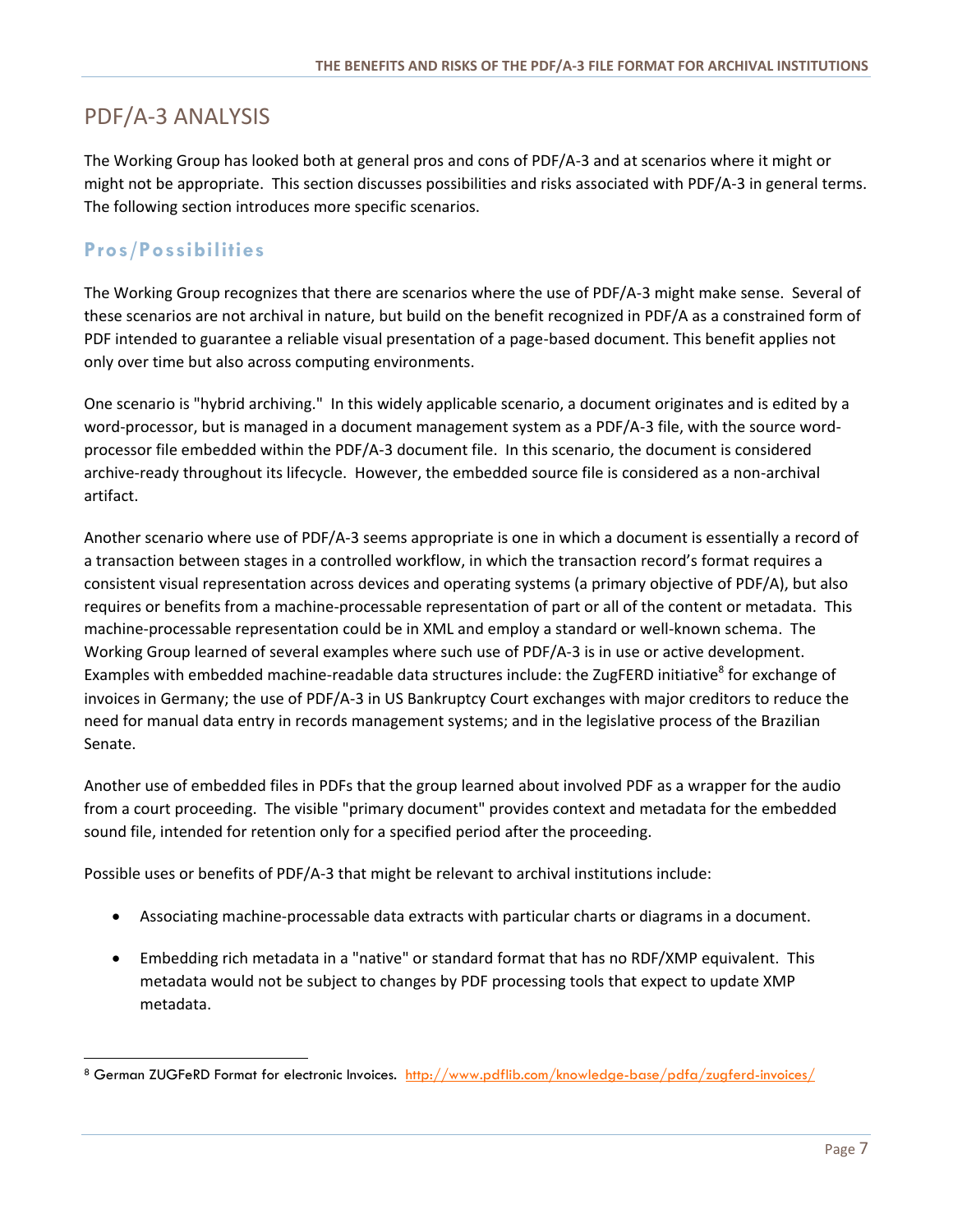## PDF/A-3 ANALYSIS

The Working Group has looked both at general pros and cons of PDF/A-3 and at scenarios where it might or might not be appropriate. This section discusses possibilities and risks associated with PDF/A-3 in general terms. The following section introduces more specific scenarios.

### Pros/Possibilities

The Working Group recognizes that there are scenarios where the use of PDF/A-3 might make sense. Several of these scenarios are not archival in nature, but build on the benefit recognized in PDF/A as a constrained form of PDF intended to guarantee a reliable visual presentation of a page-based document. This benefit applies not only over time but also across computing environments.

One scenario is "hybrid archiving." In this widely applicable scenario, a document originates and is edited by a word-processor, but is managed in a document management system as a PDF/A-3 file, with the source word-processor file embedded within the PDF/A-3 document file. In this scenario, the document is considered archive-ready throughout its lifecycle. However, the embedded source file is considered as a non-archival artifact.

Another scenario where use of PDF/A-3 seems appropriate is one in which a document is essentially a record of a transaction between stages in a controlled workflow, in which the transaction record's format requires a consistent visual representation across devices and operating systems (a primary objective of PDF/A), but also requires or benefits from a machine-processable representation of part or all of the content or metadata. This machine-processable representation could be in XML and employ a standard or well-known schema. The Working Group learned of several examples where such use of PDF/A-3 is in use or active development. Examples with embedded machine-readable data structures include: the ZugFERD initiative[8] for exchange of invoices in Germany; the use of PDF/A-3 in US Bankruptcy Court exchanges with major creditors to reduce the need for manual data entry in records management systems; and in the legislative process of the Brazilian Senate.

Another use of embedded files in PDFs that the group learned about involved PDF as a wrapper for the audio from a court proceeding. The visible "primary document" provides context and metadata for the embedded sound file, intended for retention only for a specified period after the proceeding.

Possible uses or benefits of PDF/A-3 that might be relevant to archival institutions include:

- Associating machine-processable data extracts with particular charts or diagrams in a document.
- Embedding rich metadata in a "native" or standard format that has no RDF/XMP equivalent. This metadata would not be subject to changes by PDF processing tools that expect to update XMP metadata.

---

[8] German ZUGFeRD Format for electronic Invoices. http://www.pdflib.com/knowledge-base/pdfa/zugferd-invoices/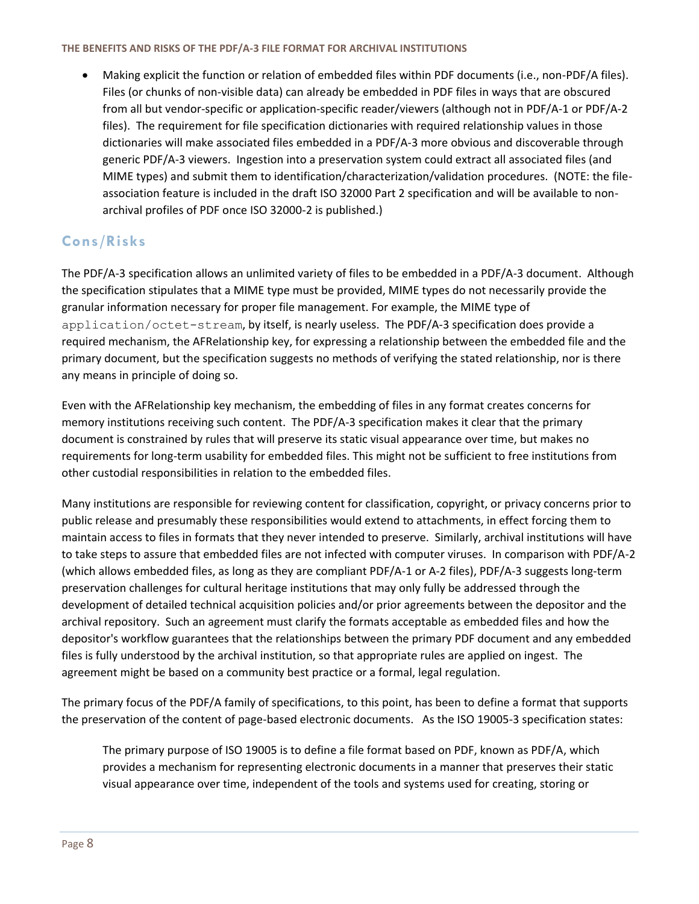- Making explicit the function or relation of embedded files within PDF documents (i.e., non-PDF/A files). Files (or chunks of non-visible data) can already be embedded in PDF files in ways that are obscured from all but vendor-specific or application-specific reader/viewers (although not in PDF/A-1 or PDF/A-2 files). The requirement for file specification dictionaries with required relationship values in those dictionaries will make associated files embedded in a PDF/A-3 more obvious and discoverable through generic PDF/A-3 viewers. Ingestion into a preservation system could extract all associated files (and MIME types) and submit them to identification/characterization/validation procedures. (NOTE: the file-association feature is included in the draft ISO 32000 Part 2 specification and will be available to non-archival profiles of PDF once ISO 32000-2 is published.)

## Cons/Risks

The PDF/A-3 specification allows an unlimited variety of files to be embedded in a PDF/A-3 document. Although the specification stipulates that a MIME type must be provided, MIME types do not necessarily provide the granular information necessary for proper file management. For example, the MIME type of `application/octet-stream`, by itself, is nearly useless. The PDF/A-3 specification does provide a required mechanism, the AFRelationship key, for expressing a relationship between the embedded file and the primary document, but the specification suggests no methods of verifying the stated relationship, nor is there any means in principle of doing so.

Even with the AFRelationship key mechanism, the embedding of files in any format creates concerns for memory institutions receiving such content. The PDF/A-3 specification makes it clear that the primary document is constrained by rules that will preserve its static visual appearance over time, but makes no requirements for long-term usability for embedded files. This might not be sufficient to free institutions from other custodial responsibilities in relation to the embedded files.

Many institutions are responsible for reviewing content for classification, copyright, or privacy concerns prior to public release and presumably these responsibilities would extend to attachments, in effect forcing them to maintain access to files in formats that they never intended to preserve. Similarly, archival institutions will have to take steps to assure that embedded files are not infected with computer viruses. In comparison with PDF/A-2 (which allows embedded files, as long as they are compliant PDF/A-1 or A-2 files), PDF/A-3 suggests long-term preservation challenges for cultural heritage institutions that may only fully be addressed through the development of detailed technical acquisition policies and/or prior agreements between the depositor and the archival repository. Such an agreement must clarify the formats acceptable as embedded files and how the depositor's workflow guarantees that the relationships between the primary PDF document and any embedded files is fully understood by the archival institution, so that appropriate rules are applied on ingest. The agreement might be based on a community best practice or a formal, legal regulation.

The primary focus of the PDF/A family of specifications, to this point, has been to define a format that supports the preservation of the content of page-based electronic documents. As the ISO 19005-3 specification states:

> The primary purpose of ISO 19005 is to define a file format based on PDF, known as PDF/A, which provides a mechanism for representing electronic documents in a manner that preserves their static visual appearance over time, independent of the tools and systems used for creating, storing or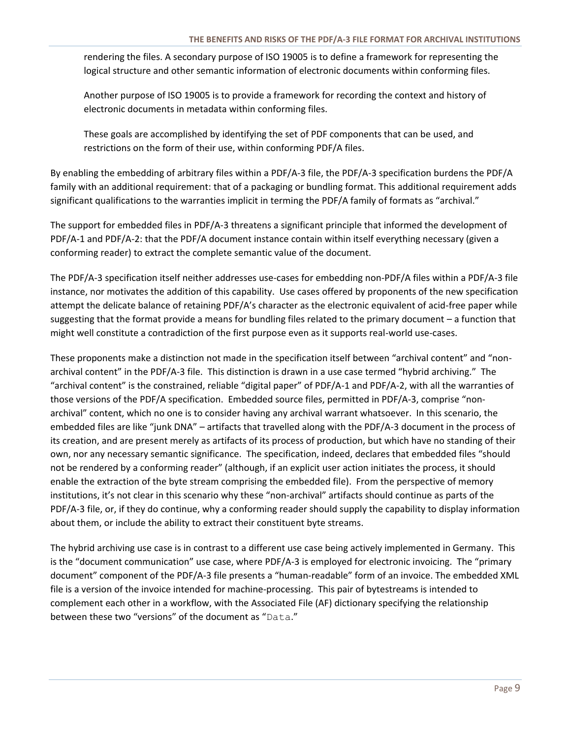> rendering the files. A secondary purpose of ISO 19005 is to define a framework for representing the logical structure and other semantic information of electronic documents within conforming files.
>
> Another purpose of ISO 19005 is to provide a framework for recording the context and history of electronic documents in metadata within conforming files.
>
> These goals are accomplished by identifying the set of PDF components that can be used, and restrictions on the form of their use, within conforming PDF/A files.

By enabling the embedding of arbitrary files within a PDF/A-3 file, the PDF/A-3 specification burdens the PDF/A family with an additional requirement: that of a packaging or bundling format. This additional requirement adds significant qualifications to the warranties implicit in terming the PDF/A family of formats as "archival."

The support for embedded files in PDF/A-3 threatens a significant principle that informed the development of PDF/A-1 and PDF/A-2: that the PDF/A document instance contain within itself everything necessary (given a conforming reader) to extract the complete semantic value of the document.

The PDF/A-3 specification itself neither addresses use-cases for embedding non-PDF/A files within a PDF/A-3 file instance, nor motivates the addition of this capability. Use cases offered by proponents of the new specification attempt the delicate balance of retaining PDF/A's character as the electronic equivalent of acid-free paper while suggesting that the format provide a means for bundling files related to the primary document – a function that might well constitute a contradiction of the first purpose even as it supports real-world use-cases.

These proponents make a distinction not made in the specification itself between "archival content" and "non-archival content" in the PDF/A-3 file. This distinction is drawn in a use case termed "hybrid archiving." The "archival content" is the constrained, reliable "digital paper" of PDF/A-1 and PDF/A-2, with all the warranties of those versions of the PDF/A specification. Embedded source files, permitted in PDF/A-3, comprise "non-archival" content, which no one is to consider having any archival warrant whatsoever. In this scenario, the embedded files are like "junk DNA" – artifacts that travelled along with the PDF/A-3 document in the process of its creation, and are present merely as artifacts of its process of production, but which have no standing of their own, nor any necessary semantic significance. The specification, indeed, declares that embedded files "should not be rendered by a conforming reader" (although, if an explicit user action initiates the process, it should enable the extraction of the byte stream comprising the embedded file). From the perspective of memory institutions, it's not clear in this scenario why these "non-archival" artifacts should continue as parts of the PDF/A-3 file, or, if they do continue, why a conforming reader should supply the capability to display information about them, or include the ability to extract their constituent byte streams.

The hybrid archiving use case is in contrast to a different use case being actively implemented in Germany. This is the "document communication" use case, where PDF/A-3 is employed for electronic invoicing. The "primary document" component of the PDF/A-3 file presents a "human-readable" form of an invoice. The embedded XML file is a version of the invoice intended for machine-processing. This pair of bytestreams is intended to complement each other in a workflow, with the Associated File (AF) dictionary specifying the relationship between these two "versions" of the document as "`Data`."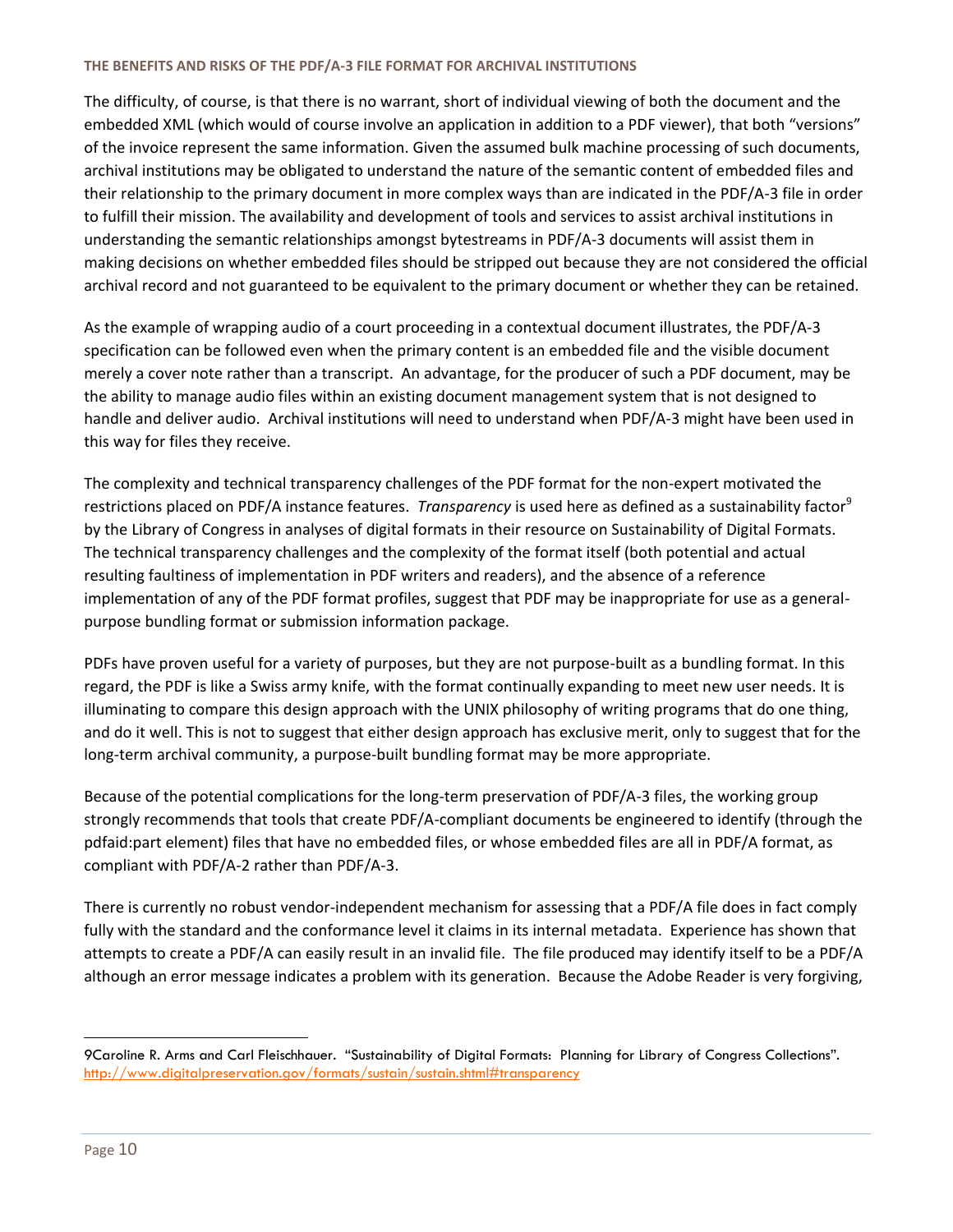The difficulty, of course, is that there is no warrant, short of individual viewing of both the document and the embedded XML (which would of course involve an application in addition to a PDF viewer), that both "versions" of the invoice represent the same information. Given the assumed bulk machine processing of such documents, archival institutions may be obligated to understand the nature of the semantic content of embedded files and their relationship to the primary document in more complex ways than are indicated in the PDF/A-3 file in order to fulfill their mission. The availability and development of tools and services to assist archival institutions in understanding the semantic relationships amongst bytestreams in PDF/A-3 documents will assist them in making decisions on whether embedded files should be stripped out because they are not considered the official archival record and not guaranteed to be equivalent to the primary document or whether they can be retained.

As the example of wrapping audio of a court proceeding in a contextual document illustrates, the PDF/A-3 specification can be followed even when the primary content is an embedded file and the visible document merely a cover note rather than a transcript. An advantage, for the producer of such a PDF document, may be the ability to manage audio files within an existing document management system that is not designed to handle and deliver audio. Archival institutions will need to understand when PDF/A-3 might have been used in this way for files they receive.

The complexity and technical transparency challenges of the PDF format for the non-expert motivated the restrictions placed on PDF/A instance features. *Transparency* is used here as defined as a sustainability factor[9] by the Library of Congress in analyses of digital formats in their resource on Sustainability of Digital Formats. The technical transparency challenges and the complexity of the format itself (both potential and actual resulting faultiness of implementation in PDF writers and readers), and the absence of a reference implementation of any of the PDF format profiles, suggest that PDF may be inappropriate for use as a general-purpose bundling format or submission information package.

PDFs have proven useful for a variety of purposes, but they are not purpose-built as a bundling format. In this regard, the PDF is like a Swiss army knife, with the format continually expanding to meet new user needs. It is illuminating to compare this design approach with the UNIX philosophy of writing programs that do one thing, and do it well. This is not to suggest that either design approach has exclusive merit, only to suggest that for the long-term archival community, a purpose-built bundling format may be more appropriate.

Because of the potential complications for the long-term preservation of PDF/A-3 files, the working group strongly recommends that tools that create PDF/A-compliant documents be engineered to identify (through the pdfaid:part element) files that have no embedded files, or whose embedded files are all in PDF/A format, as compliant with PDF/A-2 rather than PDF/A-3.

There is currently no robust vendor-independent mechanism for assessing that a PDF/A file does in fact comply fully with the standard and the conformance level it claims in its internal metadata. Experience has shown that attempts to create a PDF/A can easily result in an invalid file. The file produced may identify itself to be a PDF/A although an error message indicates a problem with its generation. Because the Adobe Reader is very forgiving,

---

9 Caroline R. Arms and Carl Fleischhauer. "Sustainability of Digital Formats: Planning for Library of Congress Collections". http://www.digitalpreservation.gov/formats/sustain/sustain.shtml#transparency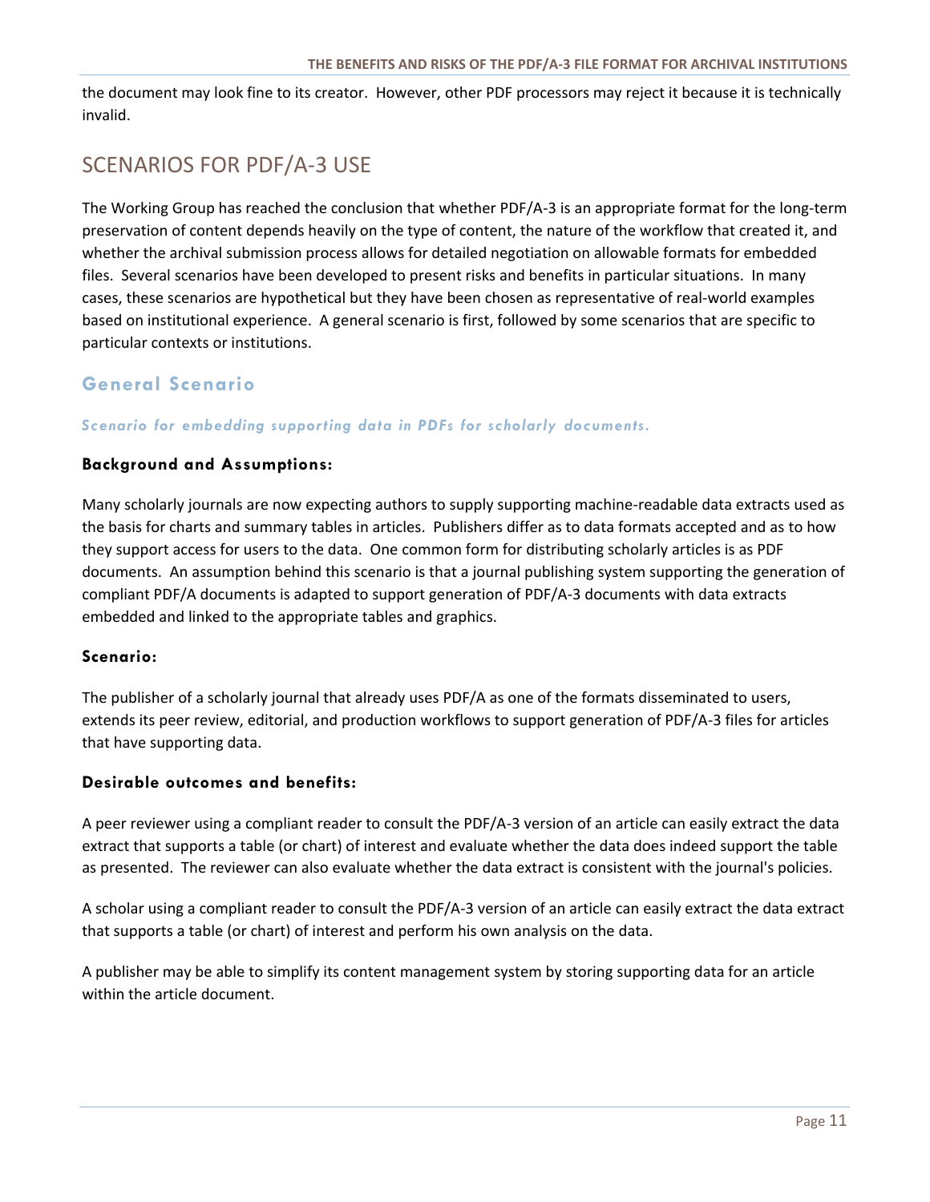the document may look fine to its creator. However, other PDF processors may reject it because it is technically invalid.

# SCENARIOS FOR PDF/A-3 USE

The Working Group has reached the conclusion that whether PDF/A-3 is an appropriate format for the long-term preservation of content depends heavily on the type of content, the nature of the workflow that created it, and whether the archival submission process allows for detailed negotiation on allowable formats for embedded files. Several scenarios have been developed to present risks and benefits in particular situations. In many cases, these scenarios are hypothetical but they have been chosen as representative of real-world examples based on institutional experience. A general scenario is first, followed by some scenarios that are specific to particular contexts or institutions.

## General Scenario

### *Scenario for embedding supporting data in PDFs for scholarly documents.*

**Background and Assumptions:**

Many scholarly journals are now expecting authors to supply supporting machine-readable data extracts used as the basis for charts and summary tables in articles. Publishers differ as to data formats accepted and as to how they support access for users to the data. One common form for distributing scholarly articles is as PDF documents. An assumption behind this scenario is that a journal publishing system supporting the generation of compliant PDF/A documents is adapted to support generation of PDF/A-3 documents with data extracts embedded and linked to the appropriate tables and graphics.

**Scenario:**

The publisher of a scholarly journal that already uses PDF/A as one of the formats disseminated to users, extends its peer review, editorial, and production workflows to support generation of PDF/A-3 files for articles that have supporting data.

**Desirable outcomes and benefits:**

A peer reviewer using a compliant reader to consult the PDF/A-3 version of an article can easily extract the data extract that supports a table (or chart) of interest and evaluate whether the data does indeed support the table as presented. The reviewer can also evaluate whether the data extract is consistent with the journal's policies.

A scholar using a compliant reader to consult the PDF/A-3 version of an article can easily extract the data extract that supports a table (or chart) of interest and perform his own analysis on the data.

A publisher may be able to simplify its content management system by storing supporting data for an article within the article document.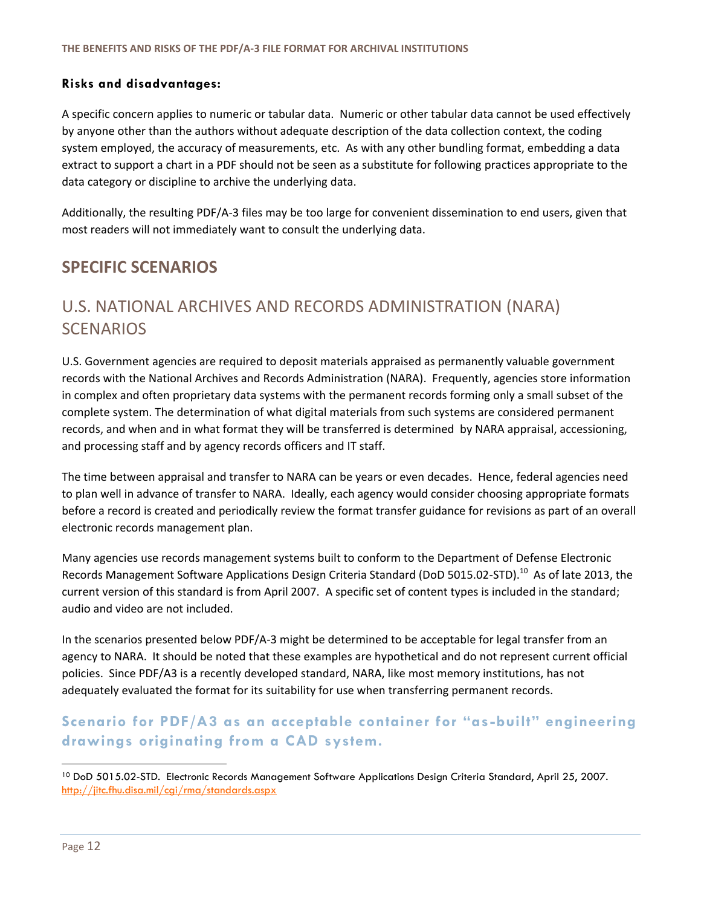**Risks and disadvantages:**

A specific concern applies to numeric or tabular data. Numeric or other tabular data cannot be used effectively by anyone other than the authors without adequate description of the data collection context, the coding system employed, the accuracy of measurements, etc. As with any other bundling format, embedding a data extract to support a chart in a PDF should not be seen as a substitute for following practices appropriate to the data category or discipline to archive the underlying data.

Additionally, the resulting PDF/A-3 files may be too large for convenient dissemination to end users, given that most readers will not immediately want to consult the underlying data.

## SPECIFIC SCENARIOS

## U.S. NATIONAL ARCHIVES AND RECORDS ADMINISTRATION (NARA) SCENARIOS

U.S. Government agencies are required to deposit materials appraised as permanently valuable government records with the National Archives and Records Administration (NARA). Frequently, agencies store information in complex and often proprietary data systems with the permanent records forming only a small subset of the complete system. The determination of what digital materials from such systems are considered permanent records, and when and in what format they will be transferred is determined by NARA appraisal, accessioning, and processing staff and by agency records officers and IT staff.

The time between appraisal and transfer to NARA can be years or even decades. Hence, federal agencies need to plan well in advance of transfer to NARA. Ideally, each agency would consider choosing appropriate formats before a record is created and periodically review the format transfer guidance for revisions as part of an overall electronic records management plan.

Many agencies use records management systems built to conform to the Department of Defense Electronic Records Management Software Applications Design Criteria Standard (DoD 5015.02-STD).[10] As of late 2013, the current version of this standard is from April 2007. A specific set of content types is included in the standard; audio and video are not included.

In the scenarios presented below PDF/A-3 might be determined to be acceptable for legal transfer from an agency to NARA. It should be noted that these examples are hypothetical and do not represent current official policies. Since PDF/A3 is a recently developed standard, NARA, like most memory institutions, has not adequately evaluated the format for its suitability for use when transferring permanent records.

### Scenario for PDF/A3 as an acceptable container for "as-built" engineering drawings originating from a CAD system.

[10] DoD 5015.02-STD. Electronic Records Management Software Applications Design Criteria Standard, April 25, 2007. http://jitc.fhu.disa.mil/cgi/rma/standards.aspx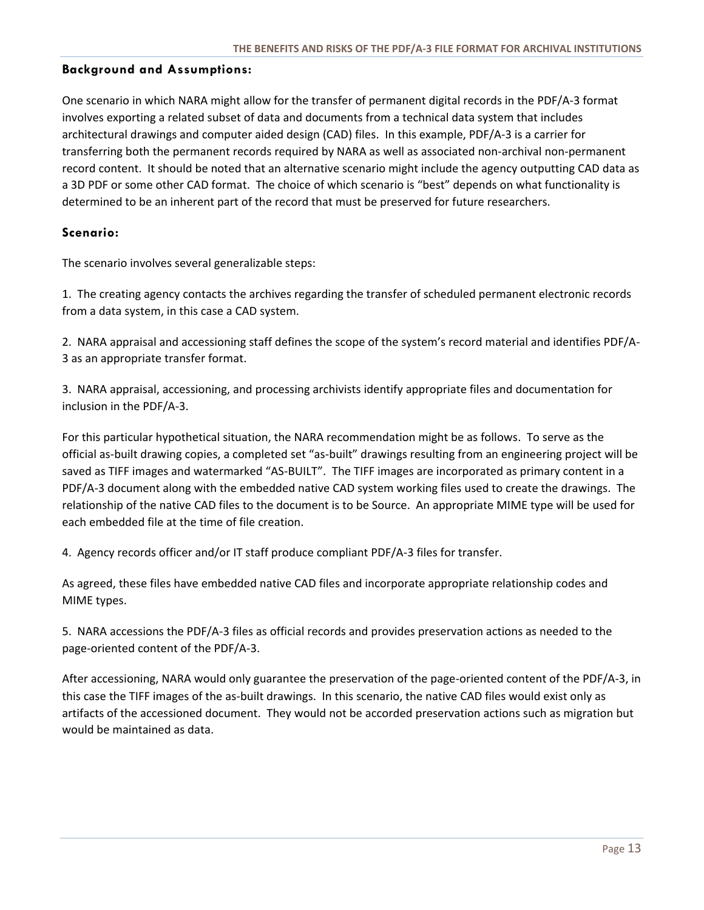### Background and Assumptions:

One scenario in which NARA might allow for the transfer of permanent digital records in the PDF/A-3 format involves exporting a related subset of data and documents from a technical data system that includes architectural drawings and computer aided design (CAD) files. In this example, PDF/A-3 is a carrier for transferring both the permanent records required by NARA as well as associated non-archival non-permanent record content. It should be noted that an alternative scenario might include the agency outputting CAD data as a 3D PDF or some other CAD format. The choice of which scenario is "best" depends on what functionality is determined to be an inherent part of the record that must be preserved for future researchers.

### Scenario:

The scenario involves several generalizable steps:

1. The creating agency contacts the archives regarding the transfer of scheduled permanent electronic records from a data system, in this case a CAD system.

2. NARA appraisal and accessioning staff defines the scope of the system's record material and identifies PDF/A-3 as an appropriate transfer format.

3. NARA appraisal, accessioning, and processing archivists identify appropriate files and documentation for inclusion in the PDF/A-3.

For this particular hypothetical situation, the NARA recommendation might be as follows. To serve as the official as-built drawing copies, a completed set "as-built" drawings resulting from an engineering project will be saved as TIFF images and watermarked "AS-BUILT". The TIFF images are incorporated as primary content in a PDF/A-3 document along with the embedded native CAD system working files used to create the drawings. The relationship of the native CAD files to the document is to be Source. An appropriate MIME type will be used for each embedded file at the time of file creation.

4. Agency records officer and/or IT staff produce compliant PDF/A-3 files for transfer.

As agreed, these files have embedded native CAD files and incorporate appropriate relationship codes and MIME types.

5. NARA accessions the PDF/A-3 files as official records and provides preservation actions as needed to the page-oriented content of the PDF/A-3.

After accessioning, NARA would only guarantee the preservation of the page-oriented content of the PDF/A-3, in this case the TIFF images of the as-built drawings. In this scenario, the native CAD files would exist only as artifacts of the accessioned document. They would not be accorded preservation actions such as migration but would be maintained as data.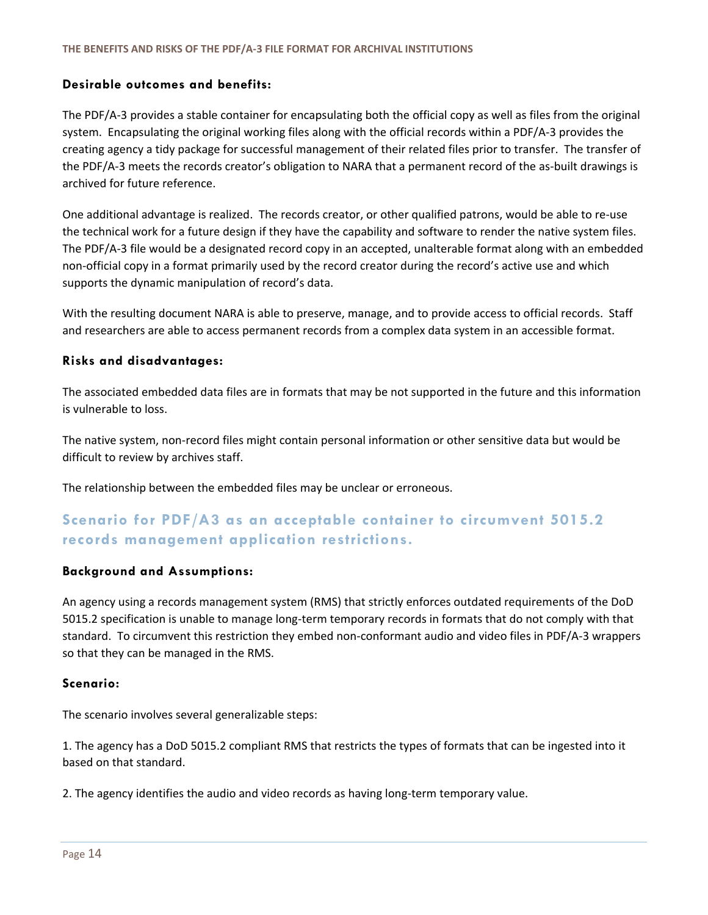### Desirable outcomes and benefits:

The PDF/A-3 provides a stable container for encapsulating both the official copy as well as files from the original system. Encapsulating the original working files along with the official records within a PDF/A-3 provides the creating agency a tidy package for successful management of their related files prior to transfer. The transfer of the PDF/A-3 meets the records creator's obligation to NARA that a permanent record of the as-built drawings is archived for future reference.

One additional advantage is realized. The records creator, or other qualified patrons, would be able to re-use the technical work for a future design if they have the capability and software to render the native system files. The PDF/A-3 file would be a designated record copy in an accepted, unalterable format along with an embedded non-official copy in a format primarily used by the record creator during the record's active use and which supports the dynamic manipulation of record's data.

With the resulting document NARA is able to preserve, manage, and to provide access to official records. Staff and researchers are able to access permanent records from a complex data system in an accessible format.

### Risks and disadvantages:

The associated embedded data files are in formats that may be not supported in the future and this information is vulnerable to loss.

The native system, non-record files might contain personal information or other sensitive data but would be difficult to review by archives staff.

The relationship between the embedded files may be unclear or erroneous.

## Scenario for PDF/A3 as an acceptable container to circumvent 5015.2 records management application restrictions.

### Background and Assumptions:

An agency using a records management system (RMS) that strictly enforces outdated requirements of the DoD 5015.2 specification is unable to manage long-term temporary records in formats that do not comply with that standard. To circumvent this restriction they embed non-conformant audio and video files in PDF/A-3 wrappers so that they can be managed in the RMS.

### Scenario:

The scenario involves several generalizable steps:

1. The agency has a DoD 5015.2 compliant RMS that restricts the types of formats that can be ingested into it based on that standard.

2. The agency identifies the audio and video records as having long-term temporary value.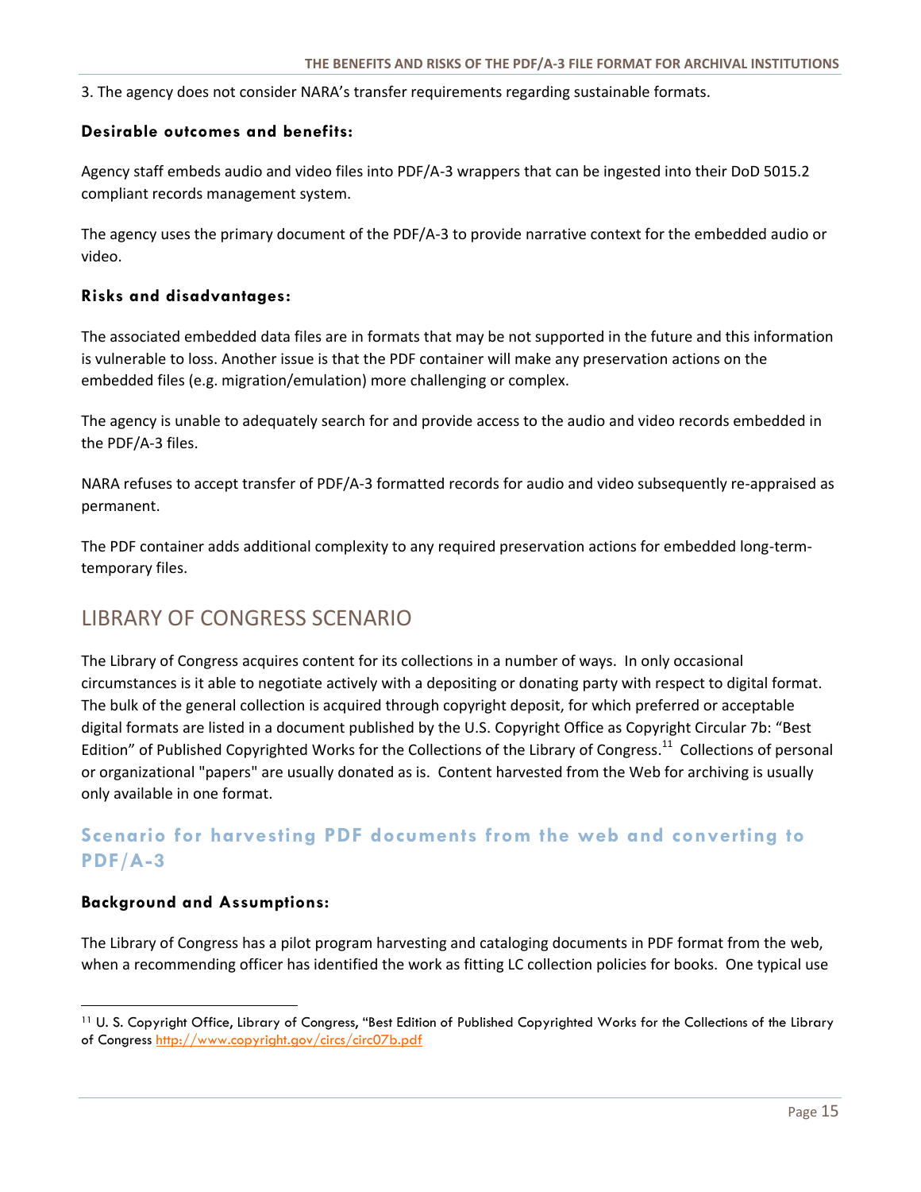3. The agency does not consider NARA's transfer requirements regarding sustainable formats.

#### Desirable outcomes and benefits:

Agency staff embeds audio and video files into PDF/A-3 wrappers that can be ingested into their DoD 5015.2 compliant records management system.

The agency uses the primary document of the PDF/A-3 to provide narrative context for the embedded audio or video.

#### Risks and disadvantages:

The associated embedded data files are in formats that may be not supported in the future and this information is vulnerable to loss. Another issue is that the PDF container will make any preservation actions on the embedded files (e.g. migration/emulation) more challenging or complex.

The agency is unable to adequately search for and provide access to the audio and video records embedded in the PDF/A-3 files.

NARA refuses to accept transfer of PDF/A-3 formatted records for audio and video subsequently re-appraised as permanent.

The PDF container adds additional complexity to any required preservation actions for embedded long-term-temporary files.

## LIBRARY OF CONGRESS SCENARIO

The Library of Congress acquires content for its collections in a number of ways. In only occasional circumstances is it able to negotiate actively with a depositing or donating party with respect to digital format. The bulk of the general collection is acquired through copyright deposit, for which preferred or acceptable digital formats are listed in a document published by the U.S. Copyright Office as Copyright Circular 7b: "Best Edition" of Published Copyrighted Works for the Collections of the Library of Congress.[11] Collections of personal or organizational "papers" are usually donated as is. Content harvested from the Web for archiving is usually only available in one format.

### Scenario for harvesting PDF documents from the web and converting to PDF/A-3

#### Background and Assumptions:

The Library of Congress has a pilot program harvesting and cataloging documents in PDF format from the web, when a recommending officer has identified the work as fitting LC collection policies for books. One typical use

[11] U. S. Copyright Office, Library of Congress, "Best Edition of Published Copyrighted Works for the Collections of the Library of Congress http://www.copyright.gov/circs/circ07b.pdf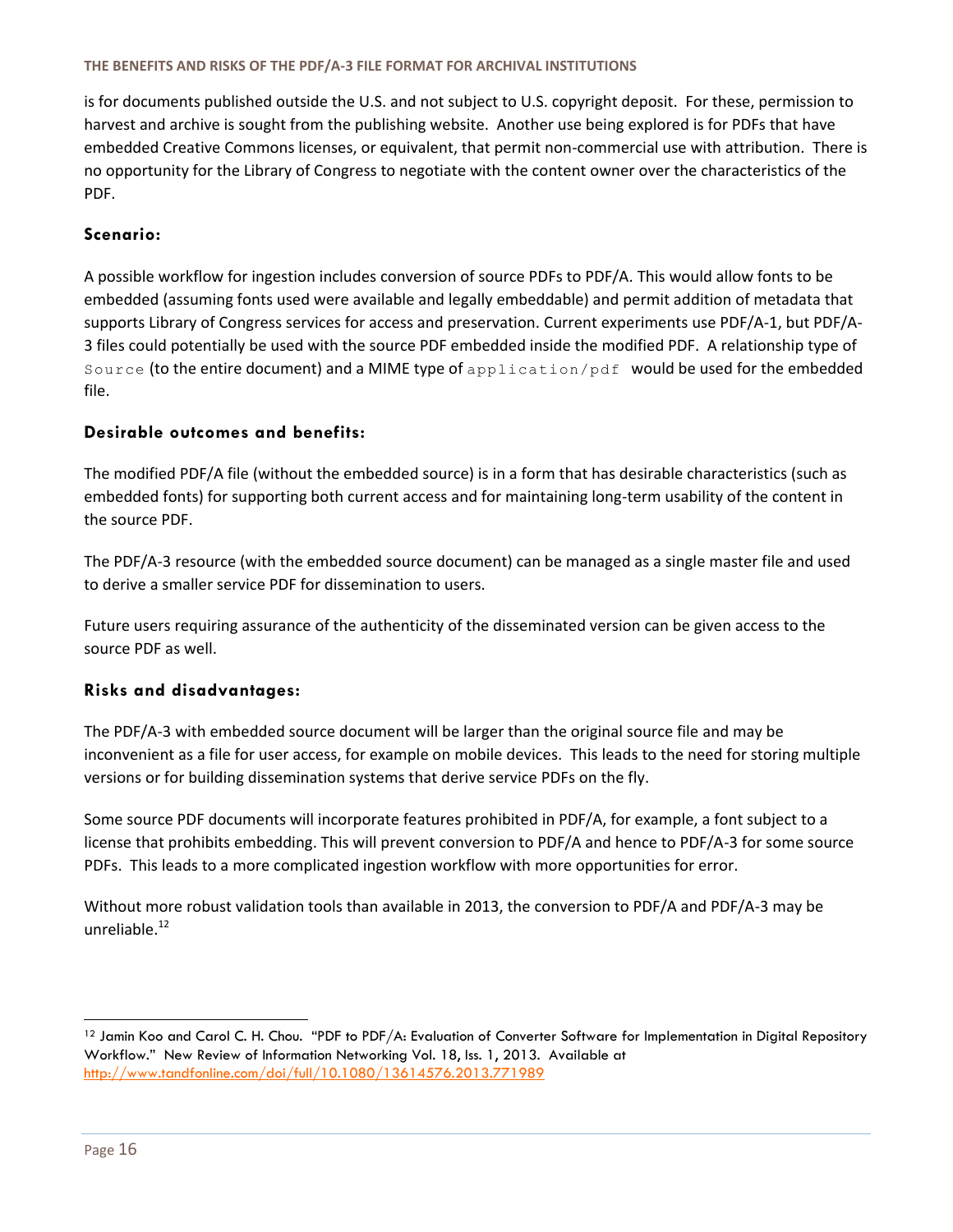is for documents published outside the U.S. and not subject to U.S. copyright deposit. For these, permission to harvest and archive is sought from the publishing website. Another use being explored is for PDFs that have embedded Creative Commons licenses, or equivalent, that permit non-commercial use with attribution. There is no opportunity for the Library of Congress to negotiate with the content owner over the characteristics of the PDF.

### Scenario:

A possible workflow for ingestion includes conversion of source PDFs to PDF/A. This would allow fonts to be embedded (assuming fonts used were available and legally embeddable) and permit addition of metadata that supports Library of Congress services for access and preservation. Current experiments use PDF/A-1, but PDF/A-3 files could potentially be used with the source PDF embedded inside the modified PDF. A relationship type of `Source` (to the entire document) and a MIME type of `application/pdf` would be used for the embedded file.

### Desirable outcomes and benefits:

The modified PDF/A file (without the embedded source) is in a form that has desirable characteristics (such as embedded fonts) for supporting both current access and for maintaining long-term usability of the content in the source PDF.

The PDF/A-3 resource (with the embedded source document) can be managed as a single master file and used to derive a smaller service PDF for dissemination to users.

Future users requiring assurance of the authenticity of the disseminated version can be given access to the source PDF as well.

### Risks and disadvantages:

The PDF/A-3 with embedded source document will be larger than the original source file and may be inconvenient as a file for user access, for example on mobile devices. This leads to the need for storing multiple versions or for building dissemination systems that derive service PDFs on the fly.

Some source PDF documents will incorporate features prohibited in PDF/A, for example, a font subject to a license that prohibits embedding. This will prevent conversion to PDF/A and hence to PDF/A-3 for some source PDFs. This leads to a more complicated ingestion workflow with more opportunities for error.

Without more robust validation tools than available in 2013, the conversion to PDF/A and PDF/A-3 may be unreliable.[12]

[12] Jamin Koo and Carol C. H. Chou. "PDF to PDF/A: Evaluation of Converter Software for Implementation in Digital Repository Workflow." New Review of Information Networking Vol. 18, Iss. 1, 2013. Available at http://www.tandfonline.com/doi/full/10.1080/13614576.2013.771989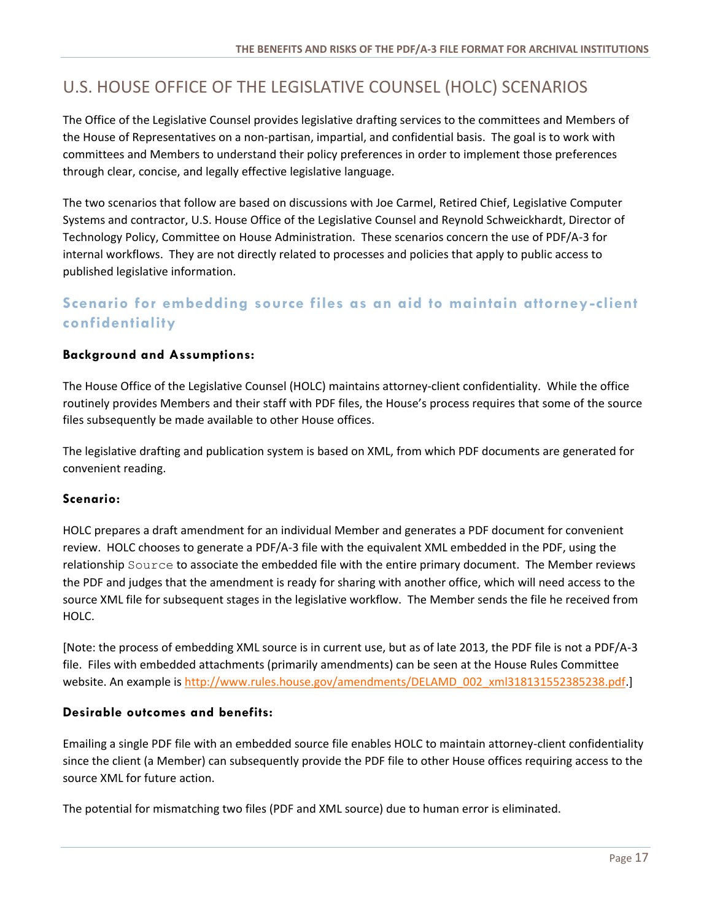## U.S. HOUSE OFFICE OF THE LEGISLATIVE COUNSEL (HOLC) SCENARIOS

The Office of the Legislative Counsel provides legislative drafting services to the committees and Members of the House of Representatives on a non-partisan, impartial, and confidential basis. The goal is to work with committees and Members to understand their policy preferences in order to implement those preferences through clear, concise, and legally effective legislative language.

The two scenarios that follow are based on discussions with Joe Carmel, Retired Chief, Legislative Computer Systems and contractor, U.S. House Office of the Legislative Counsel and Reynold Schweickhardt, Director of Technology Policy, Committee on House Administration. These scenarios concern the use of PDF/A-3 for internal workflows. They are not directly related to processes and policies that apply to public access to published legislative information.

### Scenario for embedding source files as an aid to maintain attorney-client confidentiality

#### Background and Assumptions:

The House Office of the Legislative Counsel (HOLC) maintains attorney-client confidentiality. While the office routinely provides Members and their staff with PDF files, the House's process requires that some of the source files subsequently be made available to other House offices.

The legislative drafting and publication system is based on XML, from which PDF documents are generated for convenient reading.

#### Scenario:

HOLC prepares a draft amendment for an individual Member and generates a PDF document for convenient review. HOLC chooses to generate a PDF/A-3 file with the equivalent XML embedded in the PDF, using the relationship `Source` to associate the embedded file with the entire primary document. The Member reviews the PDF and judges that the amendment is ready for sharing with another office, which will need access to the source XML file for subsequent stages in the legislative workflow. The Member sends the file he received from HOLC.

[Note: the process of embedding XML source is in current use, but as of late 2013, the PDF file is not a PDF/A-3 file. Files with embedded attachments (primarily amendments) can be seen at the House Rules Committee website. An example is http://www.rules.house.gov/amendments/DELAMD_002_xml318131552385238.pdf.]

#### Desirable outcomes and benefits:

Emailing a single PDF file with an embedded source file enables HOLC to maintain attorney-client confidentiality since the client (a Member) can subsequently provide the PDF file to other House offices requiring access to the source XML for future action.

The potential for mismatching two files (PDF and XML source) due to human error is eliminated.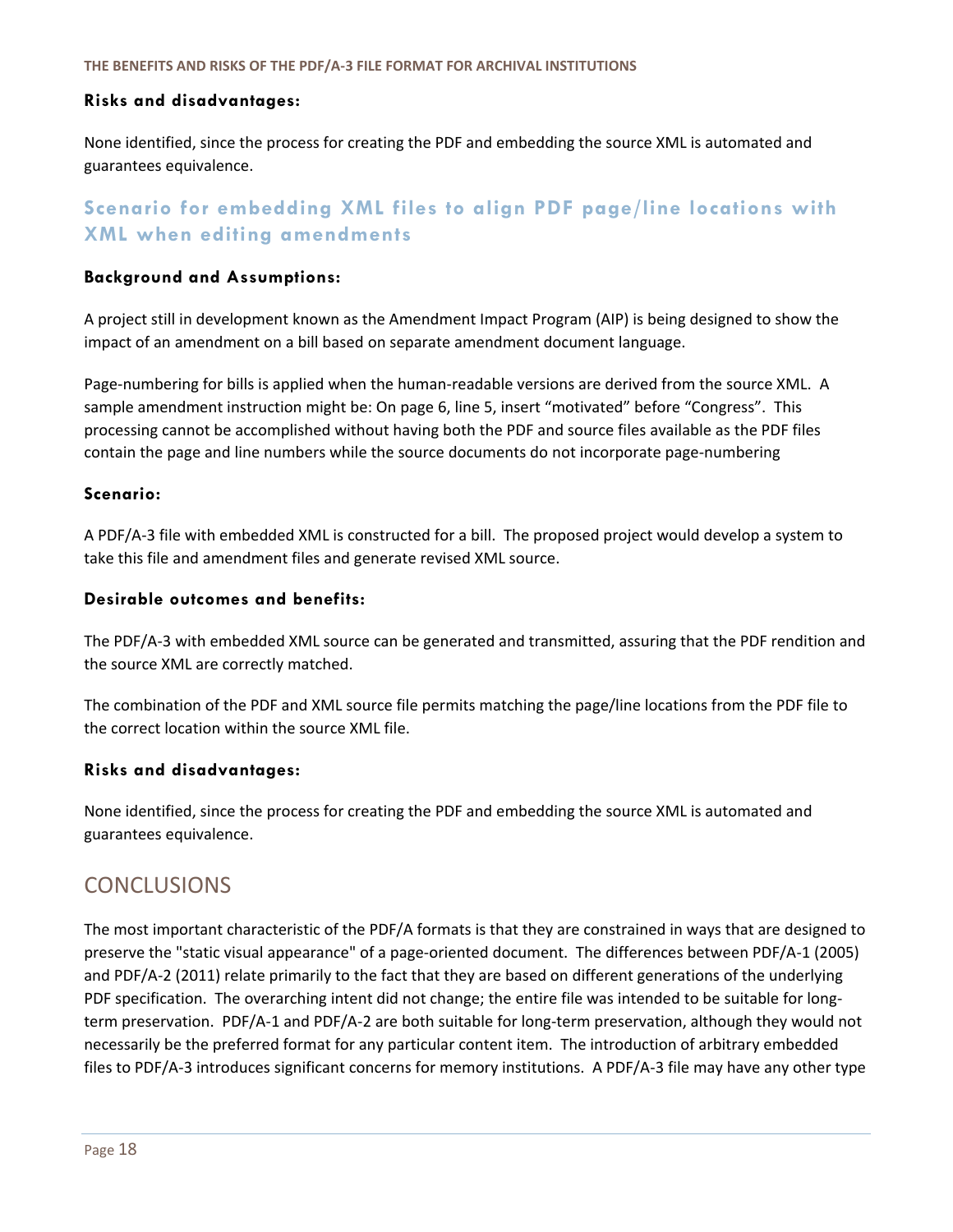#### Risks and disadvantages:

None identified, since the process for creating the PDF and embedding the source XML is automated and guarantees equivalence.

### Scenario for embedding XML files to align PDF page/line locations with XML when editing amendments

#### Background and Assumptions:

A project still in development known as the Amendment Impact Program (AIP) is being designed to show the impact of an amendment on a bill based on separate amendment document language.

Page-numbering for bills is applied when the human-readable versions are derived from the source XML. A sample amendment instruction might be: On page 6, line 5, insert “motivated” before “Congress”. This processing cannot be accomplished without having both the PDF and source files available as the PDF files contain the page and line numbers while the source documents do not incorporate page-numbering

#### Scenario:

A PDF/A-3 file with embedded XML is constructed for a bill. The proposed project would develop a system to take this file and amendment files and generate revised XML source.

#### Desirable outcomes and benefits:

The PDF/A-3 with embedded XML source can be generated and transmitted, assuring that the PDF rendition and the source XML are correctly matched.

The combination of the PDF and XML source file permits matching the page/line locations from the PDF file to the correct location within the source XML file.

#### Risks and disadvantages:

None identified, since the process for creating the PDF and embedding the source XML is automated and guarantees equivalence.

## CONCLUSIONS

The most important characteristic of the PDF/A formats is that they are constrained in ways that are designed to preserve the "static visual appearance" of a page-oriented document. The differences between PDF/A-1 (2005) and PDF/A-2 (2011) relate primarily to the fact that they are based on different generations of the underlying PDF specification. The overarching intent did not change; the entire file was intended to be suitable for long-term preservation. PDF/A-1 and PDF/A-2 are both suitable for long-term preservation, although they would not necessarily be the preferred format for any particular content item. The introduction of arbitrary embedded files to PDF/A-3 introduces significant concerns for memory institutions. A PDF/A-3 file may have any other type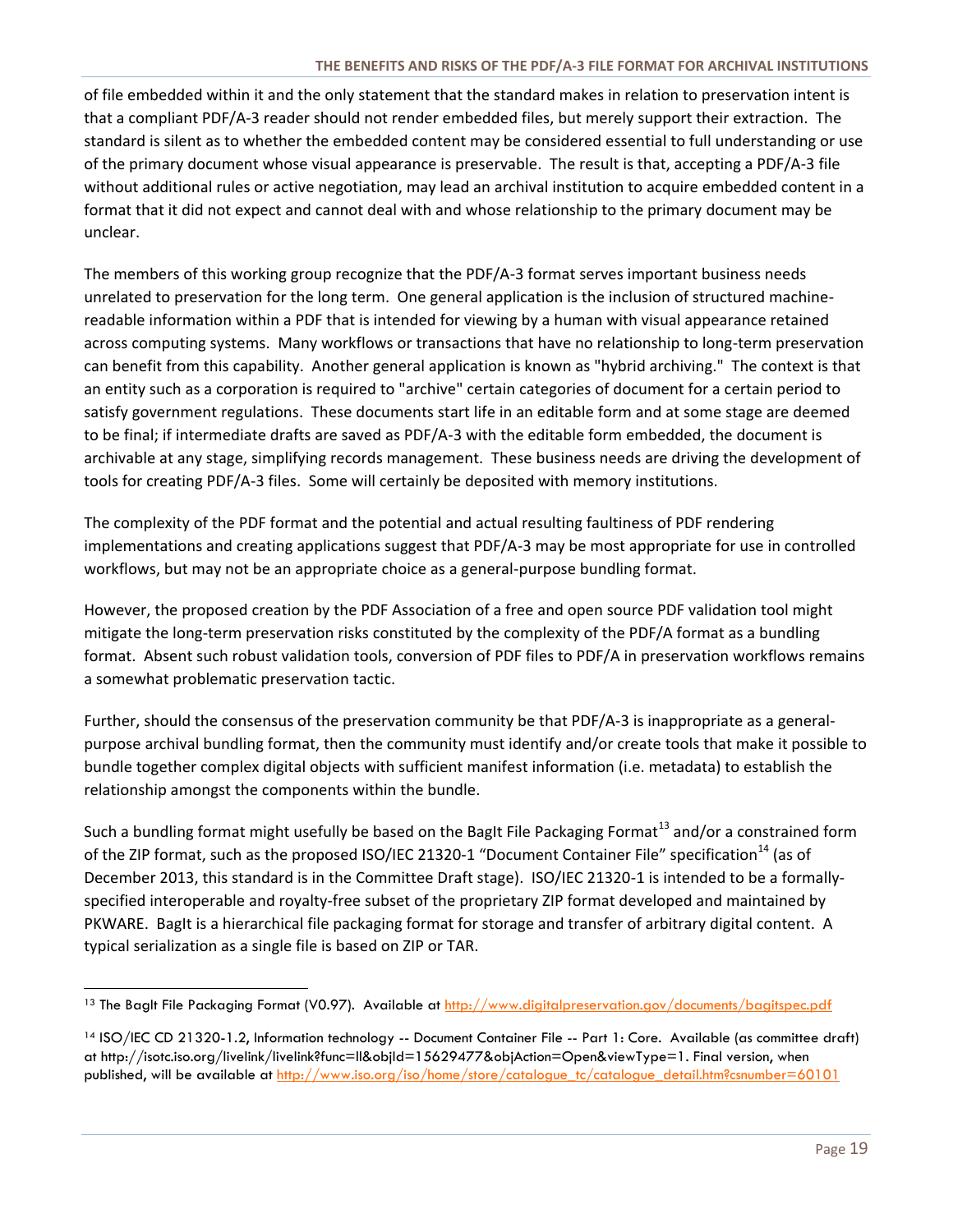of file embedded within it and the only statement that the standard makes in relation to preservation intent is that a compliant PDF/A-3 reader should not render embedded files, but merely support their extraction. The standard is silent as to whether the embedded content may be considered essential to full understanding or use of the primary document whose visual appearance is preservable. The result is that, accepting a PDF/A-3 file without additional rules or active negotiation, may lead an archival institution to acquire embedded content in a format that it did not expect and cannot deal with and whose relationship to the primary document may be unclear.

The members of this working group recognize that the PDF/A-3 format serves important business needs unrelated to preservation for the long term. One general application is the inclusion of structured machine-readable information within a PDF that is intended for viewing by a human with visual appearance retained across computing systems. Many workflows or transactions that have no relationship to long-term preservation can benefit from this capability. Another general application is known as "hybrid archiving." The context is that an entity such as a corporation is required to "archive" certain categories of document for a certain period to satisfy government regulations. These documents start life in an editable form and at some stage are deemed to be final; if intermediate drafts are saved as PDF/A-3 with the editable form embedded, the document is archivable at any stage, simplifying records management. These business needs are driving the development of tools for creating PDF/A-3 files. Some will certainly be deposited with memory institutions.

The complexity of the PDF format and the potential and actual resulting faultiness of PDF rendering implementations and creating applications suggest that PDF/A-3 may be most appropriate for use in controlled workflows, but may not be an appropriate choice as a general-purpose bundling format.

However, the proposed creation by the PDF Association of a free and open source PDF validation tool might mitigate the long-term preservation risks constituted by the complexity of the PDF/A format as a bundling format. Absent such robust validation tools, conversion of PDF files to PDF/A in preservation workflows remains a somewhat problematic preservation tactic.

Further, should the consensus of the preservation community be that PDF/A-3 is inappropriate as a general-purpose archival bundling format, then the community must identify and/or create tools that make it possible to bundle together complex digital objects with sufficient manifest information (i.e. metadata) to establish the relationship amongst the components within the bundle.

Such a bundling format might usefully be based on the BagIt File Packaging Format[13] and/or a constrained form of the ZIP format, such as the proposed ISO/IEC 21320-1 "Document Container File" specification[14] (as of December 2013, this standard is in the Committee Draft stage). ISO/IEC 21320-1 is intended to be a formally-specified interoperable and royalty-free subset of the proprietary ZIP format developed and maintained by PKWARE. BagIt is a hierarchical file packaging format for storage and transfer of arbitrary digital content. A typical serialization as a single file is based on ZIP or TAR.

---

[13] The BagIt File Packaging Format (V0.97). Available at http://www.digitalpreservation.gov/documents/bagitspec.pdf

[14] ISO/IEC CD 21320-1.2, Information technology -- Document Container File -- Part 1: Core. Available (as committee draft) at http://isotc.iso.org/livelink/livelink?func=ll&objId=15629477&objAction=Open&viewType=1. Final version, when published, will be available at http://www.iso.org/iso/home/store/catalogue_tc/catalogue_detail.htm?csnumber=60101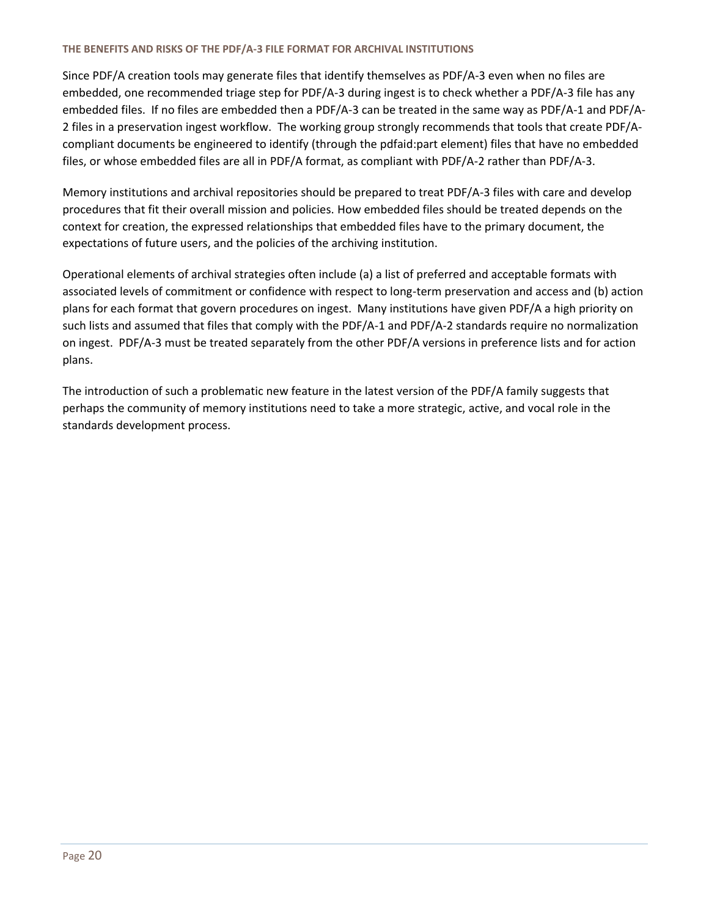#### THE BENEFITS AND RISKS OF THE PDF/A-3 FILE FORMAT FOR ARCHIVAL INSTITUTIONS

Since PDF/A creation tools may generate files that identify themselves as PDF/A-3 even when no files are embedded, one recommended triage step for PDF/A-3 during ingest is to check whether a PDF/A-3 file has any embedded files. If no files are embedded then a PDF/A-3 can be treated in the same way as PDF/A-1 and PDF/A-2 files in a preservation ingest workflow. The working group strongly recommends that tools that create PDF/A-compliant documents be engineered to identify (through the pdfaid:part element) files that have no embedded files, or whose embedded files are all in PDF/A format, as compliant with PDF/A-2 rather than PDF/A-3.

Memory institutions and archival repositories should be prepared to treat PDF/A-3 files with care and develop procedures that fit their overall mission and policies. How embedded files should be treated depends on the context for creation, the expressed relationships that embedded files have to the primary document, the expectations of future users, and the policies of the archiving institution.

Operational elements of archival strategies often include (a) a list of preferred and acceptable formats with associated levels of commitment or confidence with respect to long-term preservation and access and (b) action plans for each format that govern procedures on ingest. Many institutions have given PDF/A a high priority on such lists and assumed that files that comply with the PDF/A-1 and PDF/A-2 standards require no normalization on ingest. PDF/A-3 must be treated separately from the other PDF/A versions in preference lists and for action plans.

The introduction of such a problematic new feature in the latest version of the PDF/A family suggests that perhaps the community of memory institutions need to take a more strategic, active, and vocal role in the standards development process.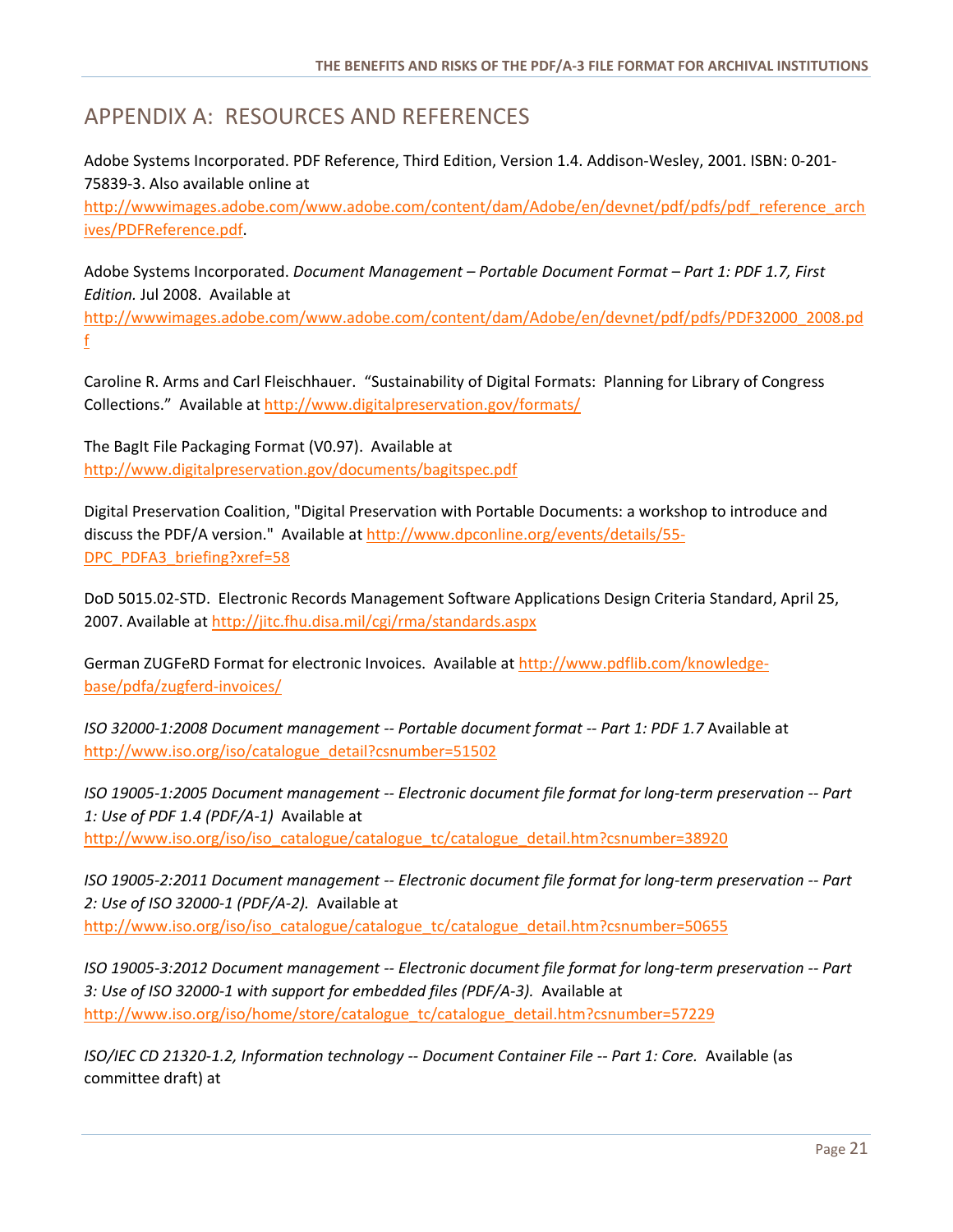# APPENDIX A: RESOURCES AND REFERENCES

Adobe Systems Incorporated. PDF Reference, Third Edition, Version 1.4. Addison-Wesley, 2001. ISBN: 0-201-75839-3. Also available online at http://wwwimages.adobe.com/www.adobe.com/content/dam/Adobe/en/devnet/pdf/pdfs/pdf_reference_archives/PDFReference.pdf.

Adobe Systems Incorporated. *Document Management – Portable Document Format – Part 1: PDF 1.7, First Edition.* Jul 2008. Available at http://wwwimages.adobe.com/www.adobe.com/content/dam/Adobe/en/devnet/pdf/pdfs/PDF32000_2008.pdf

Caroline R. Arms and Carl Fleischhauer. "Sustainability of Digital Formats: Planning for Library of Congress Collections." Available at http://www.digitalpreservation.gov/formats/

The BagIt File Packaging Format (V0.97). Available at http://www.digitalpreservation.gov/documents/bagitspec.pdf

Digital Preservation Coalition, "Digital Preservation with Portable Documents: a workshop to introduce and discuss the PDF/A version." Available at http://www.dpconline.org/events/details/55-DPC_PDFA3_briefing?xref=58

DoD 5015.02-STD. Electronic Records Management Software Applications Design Criteria Standard, April 25, 2007. Available at http://jitc.fhu.disa.mil/cgi/rma/standards.aspx

German ZUGFeRD Format for electronic Invoices. Available at http://www.pdflib.com/knowledge-base/pdfa/zugferd-invoices/

*ISO 32000-1:2008 Document management -- Portable document format -- Part 1: PDF 1.7* Available at http://www.iso.org/iso/catalogue_detail?csnumber=51502

*ISO 19005-1:2005 Document management -- Electronic document file format for long-term preservation -- Part 1: Use of PDF 1.4 (PDF/A-1)* Available at http://www.iso.org/iso/iso_catalogue/catalogue_tc/catalogue_detail.htm?csnumber=38920

*ISO 19005-2:2011 Document management -- Electronic document file format for long-term preservation -- Part 2: Use of ISO 32000-1 (PDF/A-2).* Available at http://www.iso.org/iso/iso_catalogue/catalogue_tc/catalogue_detail.htm?csnumber=50655

*ISO 19005-3:2012 Document management -- Electronic document file format for long-term preservation -- Part 3: Use of ISO 32000-1 with support for embedded files (PDF/A-3).* Available at http://www.iso.org/iso/home/store/catalogue_tc/catalogue_detail.htm?csnumber=57229

*ISO/IEC CD 21320-1.2, Information technology -- Document Container File -- Part 1: Core.* Available (as committee draft) at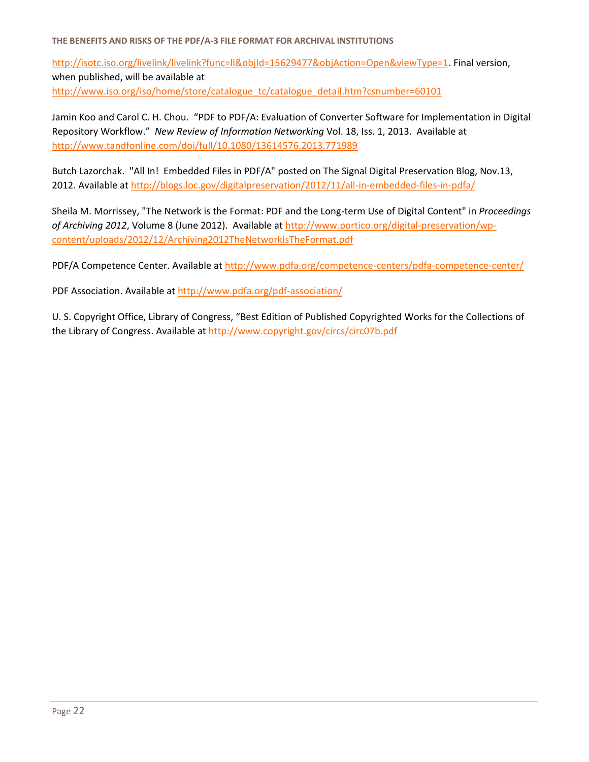http://isotc.iso.org/livelink/livelink?func=ll&objId=15629477&objAction=Open&viewType=1. Final version, when published, will be available at http://www.iso.org/iso/home/store/catalogue_tc/catalogue_detail.htm?csnumber=60101

Jamin Koo and Carol C. H. Chou. "PDF to PDF/A: Evaluation of Converter Software for Implementation in Digital Repository Workflow." *New Review of Information Networking* Vol. 18, Iss. 1, 2013. Available at http://www.tandfonline.com/doi/full/10.1080/13614576.2013.771989

Butch Lazorchak. "All In! Embedded Files in PDF/A" posted on The Signal Digital Preservation Blog, Nov.13, 2012. Available at http://blogs.loc.gov/digitalpreservation/2012/11/all-in-embedded-files-in-pdfa/

Sheila M. Morrissey, "The Network is the Format: PDF and the Long-term Use of Digital Content" in *Proceedings of Archiving 2012*, Volume 8 (June 2012). Available at http://www.portico.org/digital-preservation/wp-content/uploads/2012/12/Archiving2012TheNetworkIsTheFormat.pdf

PDF/A Competence Center. Available at http://www.pdfa.org/competence-centers/pdfa-competence-center/

PDF Association. Available at http://www.pdfa.org/pdf-association/

U. S. Copyright Office, Library of Congress, "Best Edition of Published Copyrighted Works for the Collections of the Library of Congress. Available at http://www.copyright.gov/circs/circ07b.pdf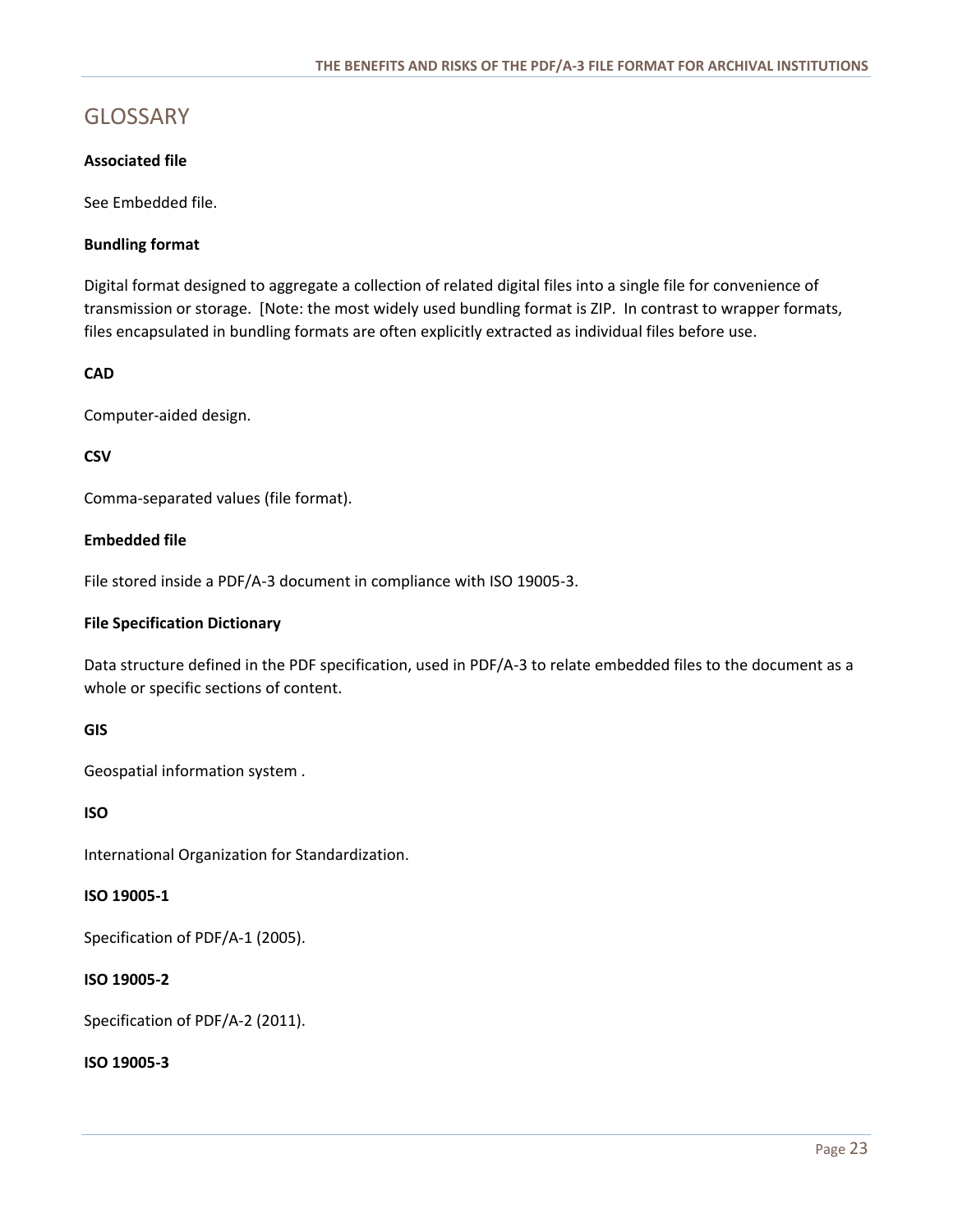# GLOSSARY

**Associated file**

See Embedded file.

**Bundling format**

Digital format designed to aggregate a collection of related digital files into a single file for convenience of transmission or storage. [Note: the most widely used bundling format is ZIP. In contrast to wrapper formats, files encapsulated in bundling formats are often explicitly extracted as individual files before use.

**CAD**

Computer-aided design.

**CSV**

Comma-separated values (file format).

**Embedded file**

File stored inside a PDF/A-3 document in compliance with ISO 19005-3.

**File Specification Dictionary**

Data structure defined in the PDF specification, used in PDF/A-3 to relate embedded files to the document as a whole or specific sections of content.

**GIS**

Geospatial information system .

**ISO**

International Organization for Standardization.

**ISO 19005-1**

Specification of PDF/A-1 (2005).

**ISO 19005-2**

Specification of PDF/A-2 (2011).

**ISO 19005-3**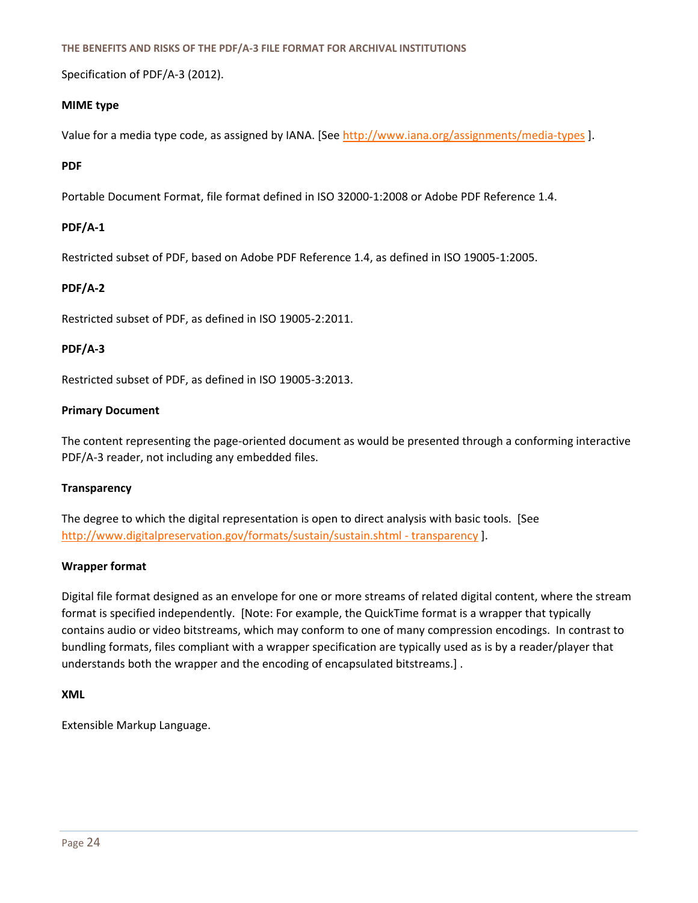Specification of PDF/A-3 (2012).

**MIME type**

Value for a media type code, as assigned by IANA. [See http://www.iana.org/assignments/media-types ].

**PDF**

Portable Document Format, file format defined in ISO 32000-1:2008 or Adobe PDF Reference 1.4.

**PDF/A-1**

Restricted subset of PDF, based on Adobe PDF Reference 1.4, as defined in ISO 19005-1:2005.

**PDF/A-2**

Restricted subset of PDF, as defined in ISO 19005-2:2011.

**PDF/A-3**

Restricted subset of PDF, as defined in ISO 19005-3:2013.

**Primary Document**

The content representing the page-oriented document as would be presented through a conforming interactive PDF/A-3 reader, not including any embedded files.

**Transparency**

The degree to which the digital representation is open to direct analysis with basic tools. [See http://www.digitalpreservation.gov/formats/sustain/sustain.shtml - transparency ].

**Wrapper format**

Digital file format designed as an envelope for one or more streams of related digital content, where the stream format is specified independently. [Note: For example, the QuickTime format is a wrapper that typically contains audio or video bitstreams, which may conform to one of many compression encodings. In contrast to bundling formats, files compliant with a wrapper specification are typically used as is by a reader/player that understands both the wrapper and the encoding of encapsulated bitstreams.] .

**XML**

Extensible Markup Language.